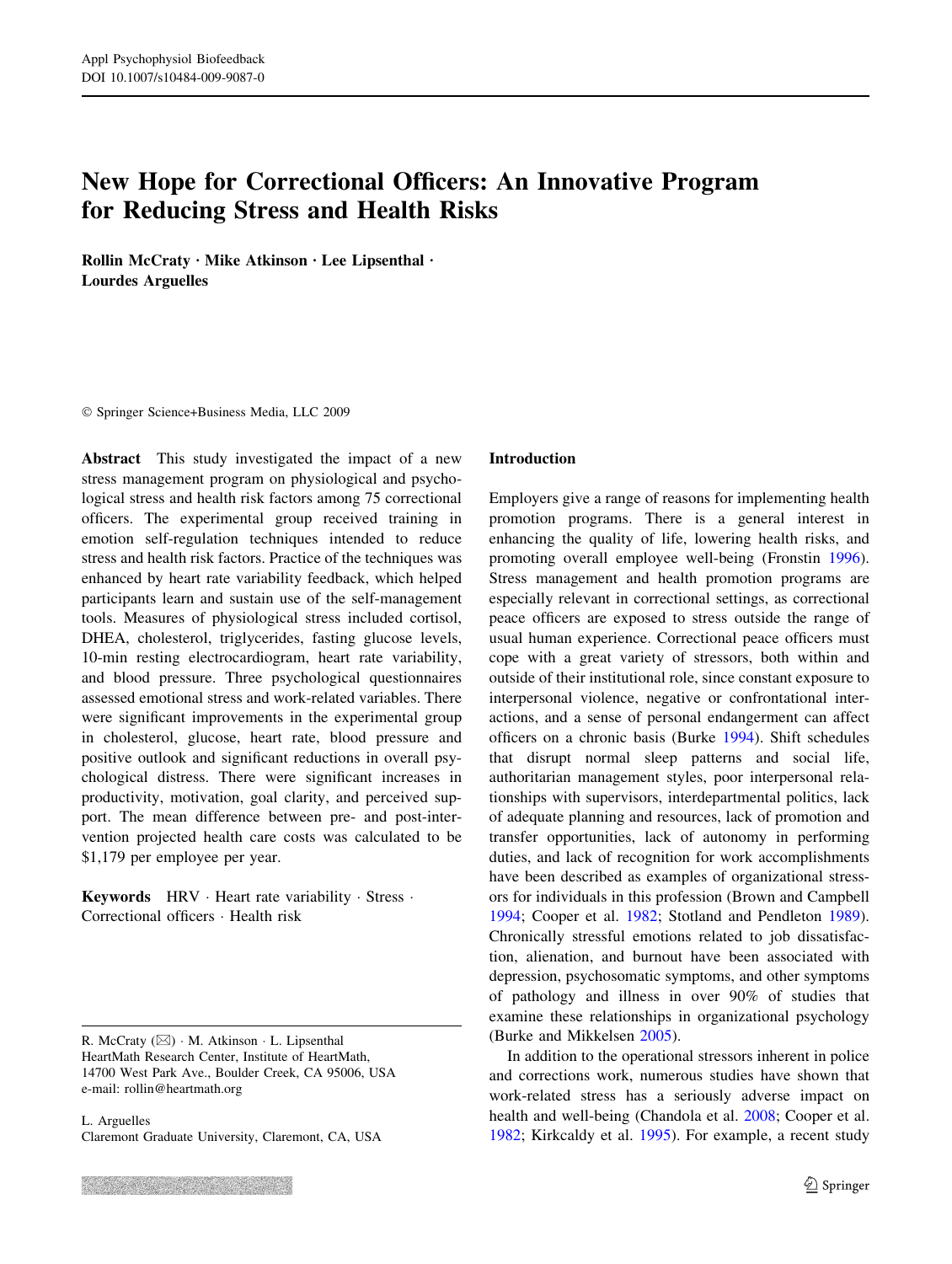# New Hope for Correctional Officers: An Innovative Program for Reducing Stress and Health Risks

**Rollin McCraty · Mike Atkinson · Lee Lipsenthal · Lourdes Arguelles**

© Springer Science+Business Media, LLC 2009

**Abstract** This study investigated the impact of a new stress management program on physiological and psychological stress and health risk factors among 75 correctional officers. The experimental group received training in emotion self-regulation techniques intended to reduce stress and health risk factors. Practice of the techniques was enhanced by heart rate variability feedback, which helped participants learn and sustain use of the self-management tools. Measures of physiological stress included cortisol, DHEA, cholesterol, triglycerides, fasting glucose levels, 10-min resting electrocardiogram, heart rate variability, and blood pressure. Three psychological questionnaires assessed emotional stress and work-related variables. There were significant improvements in the experimental group in cholesterol, glucose, heart rate, blood pressure and positive outlook and significant reductions in overall psychological distress. There were significant increases in productivity, motivation, goal clarity, and perceived support. The mean difference between pre- and post-intervention projected health care costs was calculated to be $1,179 per employee per year.

**Keywords** HRV · Heart rate variability · Stress · Correctional officers · Health risk

R. McCraty (✉) · M. Atkinson · L. Lipsenthal
HeartMath Research Center, Institute of HeartMath, 14700 West Park Ave., Boulder Creek, CA 95006, USA
e-mail: rollin@heartmath.org

L. Arguelles
Claremont Graduate University, Claremont, CA, USA

## Introduction

Employers give a range of reasons for implementing health promotion programs. There is a general interest in enhancing the quality of life, lowering health risks, and promoting overall employee well-being (Fronstin 1996). Stress management and health promotion programs are especially relevant in correctional settings, as correctional peace officers are exposed to stress outside the range of usual human experience. Correctional peace officers must cope with a great variety of stressors, both within and outside of their institutional role, since constant exposure to interpersonal violence, negative or confrontational interactions, and a sense of personal endangerment can affect officers on a chronic basis (Burke 1994). Shift schedules that disrupt normal sleep patterns and social life, authoritarian management styles, poor interpersonal relationships with supervisors, interdepartmental politics, lack of adequate planning and resources, lack of promotion and transfer opportunities, lack of autonomy in performing duties, and lack of recognition for work accomplishments have been described as examples of organizational stressors for individuals in this profession (Brown and Campbell 1994; Cooper et al. 1982; Stotland and Pendleton 1989). Chronically stressful emotions related to job dissatisfaction, alienation, and burnout have been associated with depression, psychosomatic symptoms, and other symptoms of pathology and illness in over 90% of studies that examine these relationships in organizational psychology (Burke and Mikkelsen 2005).

In addition to the operational stressors inherent in police and corrections work, numerous studies have shown that work-related stress has a seriously adverse impact on health and well-being (Chandola et al. 2008; Cooper et al. 1982; Kirkcaldy et al. 1995). For example, a recent study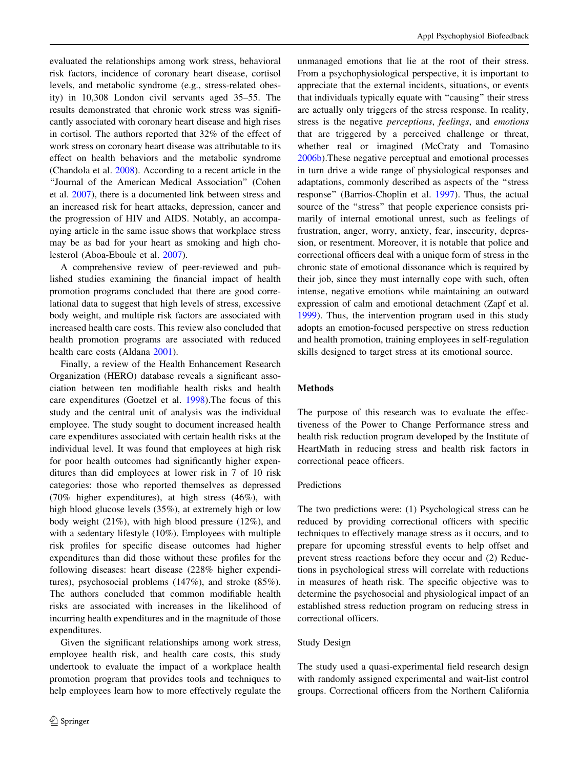evaluated the relationships among work stress, behavioral risk factors, incidence of coronary heart disease, cortisol levels, and metabolic syndrome (e.g., stress-related obesity) in 10,308 London civil servants aged 35–55. The results demonstrated that chronic work stress was significantly associated with coronary heart disease and high rises in cortisol. The authors reported that 32% of the effect of work stress on coronary heart disease was attributable to its effect on health behaviors and the metabolic syndrome (Chandola et al. 2008). According to a recent article in the "Journal of the American Medical Association" (Cohen et al. 2007), there is a documented link between stress and an increased risk for heart attacks, depression, cancer and the progression of HIV and AIDS. Notably, an accompanying article in the same issue shows that workplace stress may be as bad for your heart as smoking and high cholesterol (Aboa-Eboule et al. 2007).

A comprehensive review of peer-reviewed and published studies examining the financial impact of health promotion programs concluded that there are good correlational data to suggest that high levels of stress, excessive body weight, and multiple risk factors are associated with increased health care costs. This review also concluded that health promotion programs are associated with reduced health care costs (Aldana 2001).

Finally, a review of the Health Enhancement Research Organization (HERO) database reveals a significant association between ten modifiable health risks and health care expenditures (Goetzel et al. 1998).The focus of this study and the central unit of analysis was the individual employee. The study sought to document increased health care expenditures associated with certain health risks at the individual level. It was found that employees at high risk for poor health outcomes had significantly higher expenditures than did employees at lower risk in 7 of 10 risk categories: those who reported themselves as depressed (70% higher expenditures), at high stress (46%), with high blood glucose levels (35%), at extremely high or low body weight (21%), with high blood pressure (12%), and with a sedentary lifestyle (10%). Employees with multiple risk profiles for specific disease outcomes had higher expenditures than did those without these profiles for the following diseases: heart disease (228% higher expenditures), psychosocial problems (147%), and stroke (85%). The authors concluded that common modifiable health risks are associated with increases in the likelihood of incurring health expenditures and in the magnitude of those expenditures.

Given the significant relationships among work stress, employee health risk, and health care costs, this study undertook to evaluate the impact of a workplace health promotion program that provides tools and techniques to help employees learn how to more effectively regulate the unmanaged emotions that lie at the root of their stress. From a psychophysiological perspective, it is important to appreciate that the external incidents, situations, or events that individuals typically equate with "causing" their stress are actually only triggers of the stress response. In reality, stress is the negative *perceptions*, *feelings*, and *emotions* that are triggered by a perceived challenge or threat, whether real or imagined (McCraty and Tomasino 2006b).These negative perceptual and emotional processes in turn drive a wide range of physiological responses and adaptations, commonly described as aspects of the "stress response" (Barrios-Choplin et al. 1997). Thus, the actual source of the "stress" that people experience consists primarily of internal emotional unrest, such as feelings of frustration, anger, worry, anxiety, fear, insecurity, depression, or resentment. Moreover, it is notable that police and correctional officers deal with a unique form of stress in the chronic state of emotional dissonance which is required by their job, since they must internally cope with such, often intense, negative emotions while maintaining an outward expression of calm and emotional detachment (Zapf et al. 1999). Thus, the intervention program used in this study adopts an emotion-focused perspective on stress reduction and health promotion, training employees in self-regulation skills designed to target stress at its emotional source.

## Methods

The purpose of this research was to evaluate the effectiveness of the Power to Change Performance stress and health risk reduction program developed by the Institute of HeartMath in reducing stress and health risk factors in correctional peace officers.

### Predictions

The two predictions were: (1) Psychological stress can be reduced by providing correctional officers with specific techniques to effectively manage stress as it occurs, and to prepare for upcoming stressful events to help offset and prevent stress reactions before they occur and (2) Reductions in psychological stress will correlate with reductions in measures of heath risk. The specific objective was to determine the psychosocial and physiological impact of an established stress reduction program on reducing stress in correctional officers.

### Study Design

The study used a quasi-experimental field research design with randomly assigned experimental and wait-list control groups. Correctional officers from the Northern California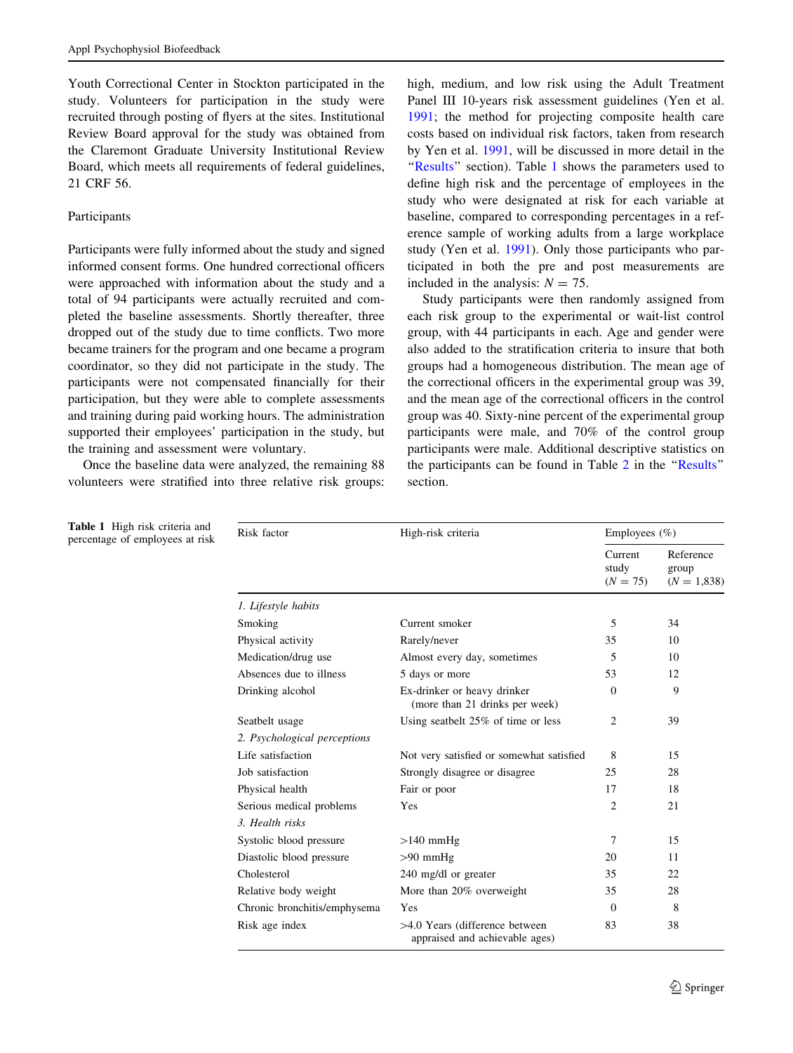Youth Correctional Center in Stockton participated in the study. Volunteers for participation in the study were recruited through posting of flyers at the sites. Institutional Review Board approval for the study was obtained from the Claremont Graduate University Institutional Review Board, which meets all requirements of federal guidelines, 21 CRF 56.

## Participants

Participants were fully informed about the study and signed informed consent forms. One hundred correctional officers were approached with information about the study and a total of 94 participants were actually recruited and completed the baseline assessments. Shortly thereafter, three dropped out of the study due to time conflicts. Two more became trainers for the program and one became a program coordinator, so they did not participate in the study. The participants were not compensated financially for their participation, but they were able to complete assessments and training during paid working hours. The administration supported their employees' participation in the study, but the training and assessment were voluntary.

Once the baseline data were analyzed, the remaining 88 volunteers were stratified into three relative risk groups: high, medium, and low risk using the Adult Treatment Panel III 10-years risk assessment guidelines (Yen et al. 1991; the method for projecting composite health care costs based on individual risk factors, taken from research by Yen et al. 1991, will be discussed in more detail in the "Results" section). Table 1 shows the parameters used to define high risk and the percentage of employees in the study who were designated at risk for each variable at baseline, compared to corresponding percentages in a reference sample of working adults from a large workplace study (Yen et al. 1991). Only those participants who participated in both the pre and post measurements are included in the analysis: $N = 75$.

Study participants were then randomly assigned from each risk group to the experimental or wait-list control group, with 44 participants in each. Age and gender were also added to the stratification criteria to insure that both groups had a homogeneous distribution. The mean age of the correctional officers in the experimental group was 39, and the mean age of the correctional officers in the control group was 40. Sixty-nine percent of the experimental group participants were male, and 70% of the control group participants were male. Additional descriptive statistics on the participants can be found in Table 2 in the "Results" section.

**Table 1** High risk criteria and percentage of employees at risk

| Risk factor | High-risk criteria | Employees (%) | |
|---|---|---|---|
| | | Current study ($N = 75$) | Reference group ($N = 1{,}838$) |
| *1. Lifestyle habits* | | | |
| Smoking | Current smoker | 5 | 34 |
| Physical activity | Rarely/never | 35 | 10 |
| Medication/drug use | Almost every day, sometimes | 5 | 10 |
| Absences due to illness | 5 days or more | 53 | 12 |
| Drinking alcohol | Ex-drinker or heavy drinker (more than 21 drinks per week) | 0 | 9 |
| Seatbelt usage | Using seatbelt 25% of time or less | 2 | 39 |
| *2. Psychological perceptions* | | | |
| Life satisfaction | Not very satisfied or somewhat satisfied | 8 | 15 |
| Job satisfaction | Strongly disagree or disagree | 25 | 28 |
| Physical health | Fair or poor | 17 | 18 |
| Serious medical problems | Yes | 2 | 21 |
| *3. Health risks* | | | |
| Systolic blood pressure | >140 mmHg | 7 | 15 |
| Diastolic blood pressure | >90 mmHg | 20 | 11 |
| Cholesterol | 240 mg/dl or greater | 35 | 22 |
| Relative body weight | More than 20% overweight | 35 | 28 |
| Chronic bronchitis/emphysema | Yes | 0 | 8 |
| Risk age index | >4.0 Years (difference between appraised and achievable ages) | 83 | 38 |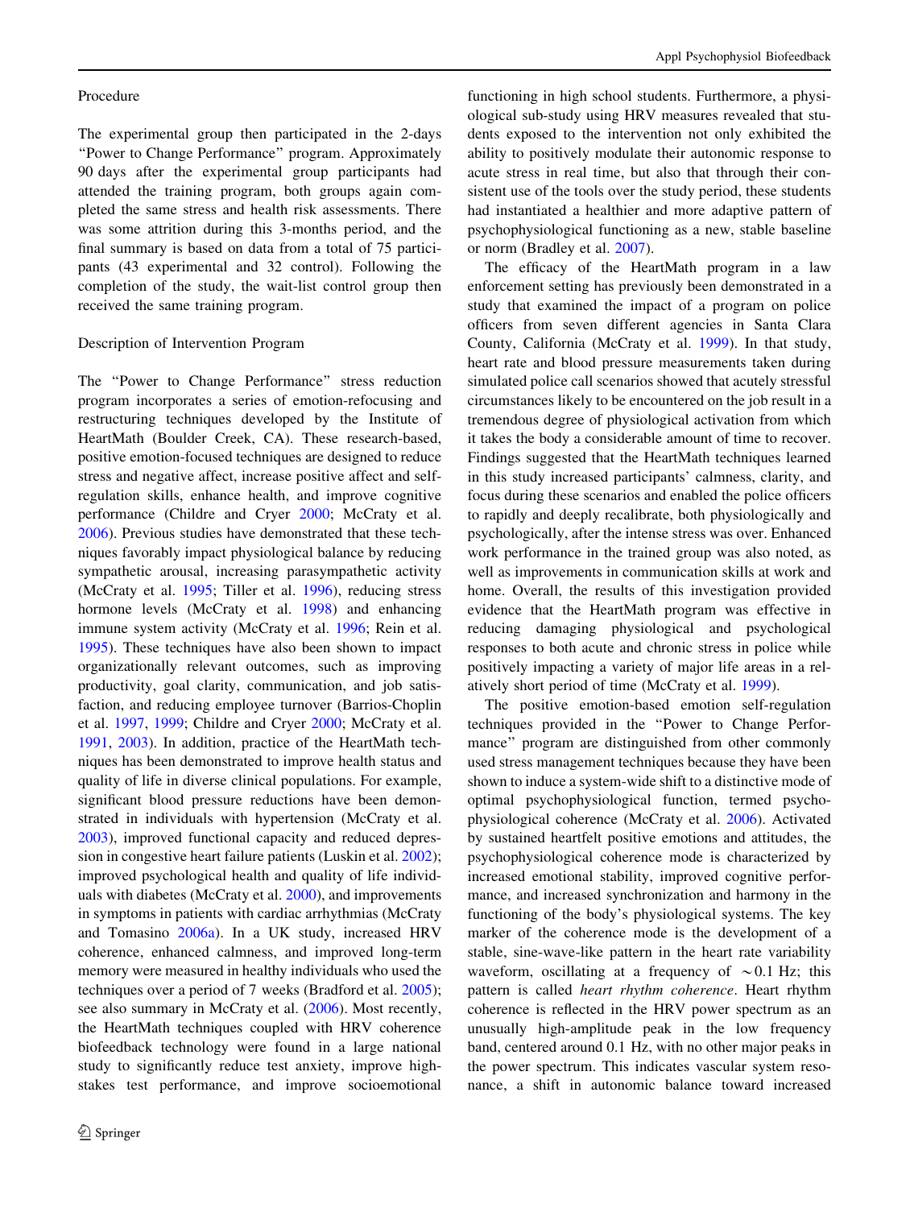## Procedure

The experimental group then participated in the 2-days "Power to Change Performance" program. Approximately 90 days after the experimental group participants had attended the training program, both groups again completed the same stress and health risk assessments. There was some attrition during this 3-months period, and the final summary is based on data from a total of 75 participants (43 experimental and 32 control). Following the completion of the study, the wait-list control group then received the same training program.

## Description of Intervention Program

The "Power to Change Performance" stress reduction program incorporates a series of emotion-refocusing and restructuring techniques developed by the Institute of HeartMath (Boulder Creek, CA). These research-based, positive emotion-focused techniques are designed to reduce stress and negative affect, increase positive affect and self-regulation skills, enhance health, and improve cognitive performance (Childre and Cryer 2000; McCraty et al. 2006). Previous studies have demonstrated that these techniques favorably impact physiological balance by reducing sympathetic arousal, increasing parasympathetic activity (McCraty et al. 1995; Tiller et al. 1996), reducing stress hormone levels (McCraty et al. 1998) and enhancing immune system activity (McCraty et al. 1996; Rein et al. 1995). These techniques have also been shown to impact organizationally relevant outcomes, such as improving productivity, goal clarity, communication, and job satisfaction, and reducing employee turnover (Barrios-Choplin et al. 1997, 1999; Childre and Cryer 2000; McCraty et al. 1991, 2003). In addition, practice of the HeartMath techniques has been demonstrated to improve health status and quality of life in diverse clinical populations. For example, significant blood pressure reductions have been demonstrated in individuals with hypertension (McCraty et al. 2003), improved functional capacity and reduced depression in congestive heart failure patients (Luskin et al. 2002); improved psychological health and quality of life individuals with diabetes (McCraty et al. 2000), and improvements in symptoms in patients with cardiac arrhythmias (McCraty and Tomasino 2006a). In a UK study, increased HRV coherence, enhanced calmness, and improved long-term memory were measured in healthy individuals who used the techniques over a period of 7 weeks (Bradford et al. 2005); see also summary in McCraty et al. (2006). Most recently, the HeartMath techniques coupled with HRV coherence biofeedback technology were found in a large national study to significantly reduce test anxiety, improve high-stakes test performance, and improve socioemotional functioning in high school students. Furthermore, a physiological sub-study using HRV measures revealed that students exposed to the intervention not only exhibited the ability to positively modulate their autonomic response to acute stress in real time, but also that through their consistent use of the tools over the study period, these students had instantiated a healthier and more adaptive pattern of psychophysiological functioning as a new, stable baseline or norm (Bradley et al. 2007).

The efficacy of the HeartMath program in a law enforcement setting has previously been demonstrated in a study that examined the impact of a program on police officers from seven different agencies in Santa Clara County, California (McCraty et al. 1999). In that study, heart rate and blood pressure measurements taken during simulated police call scenarios showed that acutely stressful circumstances likely to be encountered on the job result in a tremendous degree of physiological activation from which it takes the body a considerable amount of time to recover. Findings suggested that the HeartMath techniques learned in this study increased participants' calmness, clarity, and focus during these scenarios and enabled the police officers to rapidly and deeply recalibrate, both physiologically and psychologically, after the intense stress was over. Enhanced work performance in the trained group was also noted, as well as improvements in communication skills at work and home. Overall, the results of this investigation provided evidence that the HeartMath program was effective in reducing damaging physiological and psychological responses to both acute and chronic stress in police while positively impacting a variety of major life areas in a relatively short period of time (McCraty et al. 1999).

The positive emotion-based emotion self-regulation techniques provided in the "Power to Change Performance" program are distinguished from other commonly used stress management techniques because they have been shown to induce a system-wide shift to a distinctive mode of optimal psychophysiological function, termed psychophysiological coherence (McCraty et al. 2006). Activated by sustained heartfelt positive emotions and attitudes, the psychophysiological coherence mode is characterized by increased emotional stability, improved cognitive performance, and increased synchronization and harmony in the functioning of the body's physiological systems. The key marker of the coherence mode is the development of a stable, sine-wave-like pattern in the heart rate variability waveform, oscillating at a frequency of $\sim 0.1$ Hz; this pattern is called *heart rhythm coherence*. Heart rhythm coherence is reflected in the HRV power spectrum as an unusually high-amplitude peak in the low frequency band, centered around 0.1 Hz, with no other major peaks in the power spectrum. This indicates vascular system resonance, a shift in autonomic balance toward increased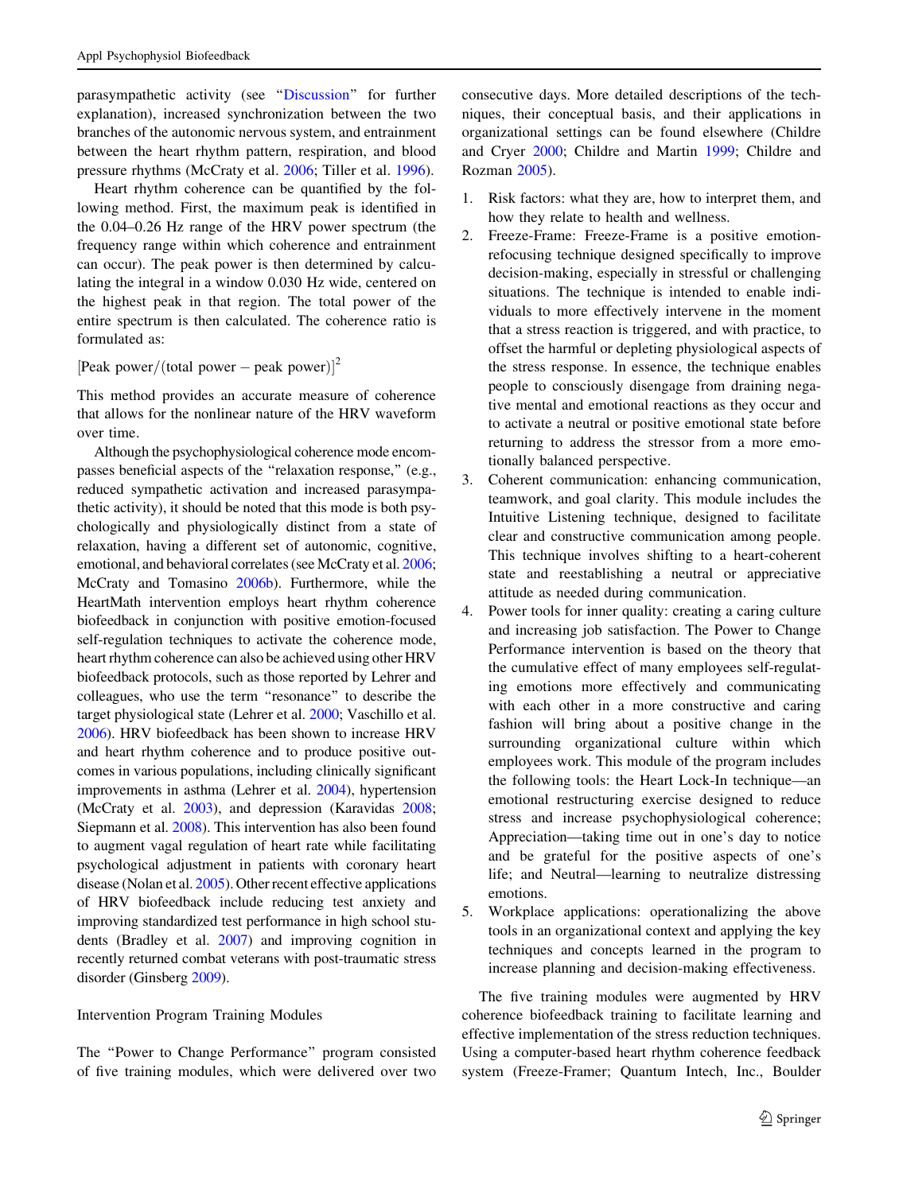parasympathetic activity (see "Discussion" for further explanation), increased synchronization between the two branches of the autonomic nervous system, and entrainment between the heart rhythm pattern, respiration, and blood pressure rhythms (McCraty et al. 2006; Tiller et al. 1996).

Heart rhythm coherence can be quantified by the following method. First, the maximum peak is identified in the 0.04–0.26 Hz range of the HRV power spectrum (the frequency range within which coherence and entrainment can occur). The peak power is then determined by calculating the integral in a window 0.030 Hz wide, centered on the highest peak in that region. The total power of the entire spectrum is then calculated. The coherence ratio is formulated as:

$$[\text{Peak power}/(\text{total power} - \text{peak power})]^2$$

This method provides an accurate measure of coherence that allows for the nonlinear nature of the HRV waveform over time.

Although the psychophysiological coherence mode encompasses beneficial aspects of the "relaxation response," (e.g., reduced sympathetic activation and increased parasympathetic activity), it should be noted that this mode is both psychologically and physiologically distinct from a state of relaxation, having a different set of autonomic, cognitive, emotional, and behavioral correlates (see McCraty et al. 2006; McCraty and Tomasino 2006b). Furthermore, while the HeartMath intervention employs heart rhythm coherence biofeedback in conjunction with positive emotion-focused self-regulation techniques to activate the coherence mode, heart rhythm coherence can also be achieved using other HRV biofeedback protocols, such as those reported by Lehrer and colleagues, who use the term "resonance" to describe the target physiological state (Lehrer et al. 2000; Vaschillo et al. 2006). HRV biofeedback has been shown to increase HRV and heart rhythm coherence and to produce positive outcomes in various populations, including clinically significant improvements in asthma (Lehrer et al. 2004), hypertension (McCraty et al. 2003), and depression (Karavidas 2008; Siepmann et al. 2008). This intervention has also been found to augment vagal regulation of heart rate while facilitating psychological adjustment in patients with coronary heart disease (Nolan et al. 2005). Other recent effective applications of HRV biofeedback include reducing test anxiety and improving standardized test performance in high school students (Bradley et al. 2007) and improving cognition in recently returned combat veterans with post-traumatic stress disorder (Ginsberg 2009).

## Intervention Program Training Modules

The "Power to Change Performance" program consisted of five training modules, which were delivered over two consecutive days. More detailed descriptions of the techniques, their conceptual basis, and their applications in organizational settings can be found elsewhere (Childre and Cryer 2000; Childre and Martin 1999; Childre and Rozman 2005).

1. Risk factors: what they are, how to interpret them, and how they relate to health and wellness.
2. Freeze-Frame: Freeze-Frame is a positive emotion-refocusing technique designed specifically to improve decision-making, especially in stressful or challenging situations. The technique is intended to enable individuals to more effectively intervene in the moment that a stress reaction is triggered, and with practice, to offset the harmful or depleting physiological aspects of the stress response. In essence, the technique enables people to consciously disengage from draining negative mental and emotional reactions as they occur and to activate a neutral or positive emotional state before returning to address the stressor from a more emotionally balanced perspective.
3. Coherent communication: enhancing communication, teamwork, and goal clarity. This module includes the Intuitive Listening technique, designed to facilitate clear and constructive communication among people. This technique involves shifting to a heart-coherent state and reestablishing a neutral or appreciative attitude as needed during communication.
4. Power tools for inner quality: creating a caring culture and increasing job satisfaction. The Power to Change Performance intervention is based on the theory that the cumulative effect of many employees self-regulating emotions more effectively and communicating with each other in a more constructive and caring fashion will bring about a positive change in the surrounding organizational culture within which employees work. This module of the program includes the following tools: the Heart Lock-In technique—an emotional restructuring exercise designed to reduce stress and increase psychophysiological coherence; Appreciation—taking time out in one's day to notice and be grateful for the positive aspects of one's life; and Neutral—learning to neutralize distressing emotions.
5. Workplace applications: operationalizing the above tools in an organizational context and applying the key techniques and concepts learned in the program to increase planning and decision-making effectiveness.

The five training modules were augmented by HRV coherence biofeedback training to facilitate learning and effective implementation of the stress reduction techniques. Using a computer-based heart rhythm coherence feedback system (Freeze-Framer; Quantum Intech, Inc., Boulder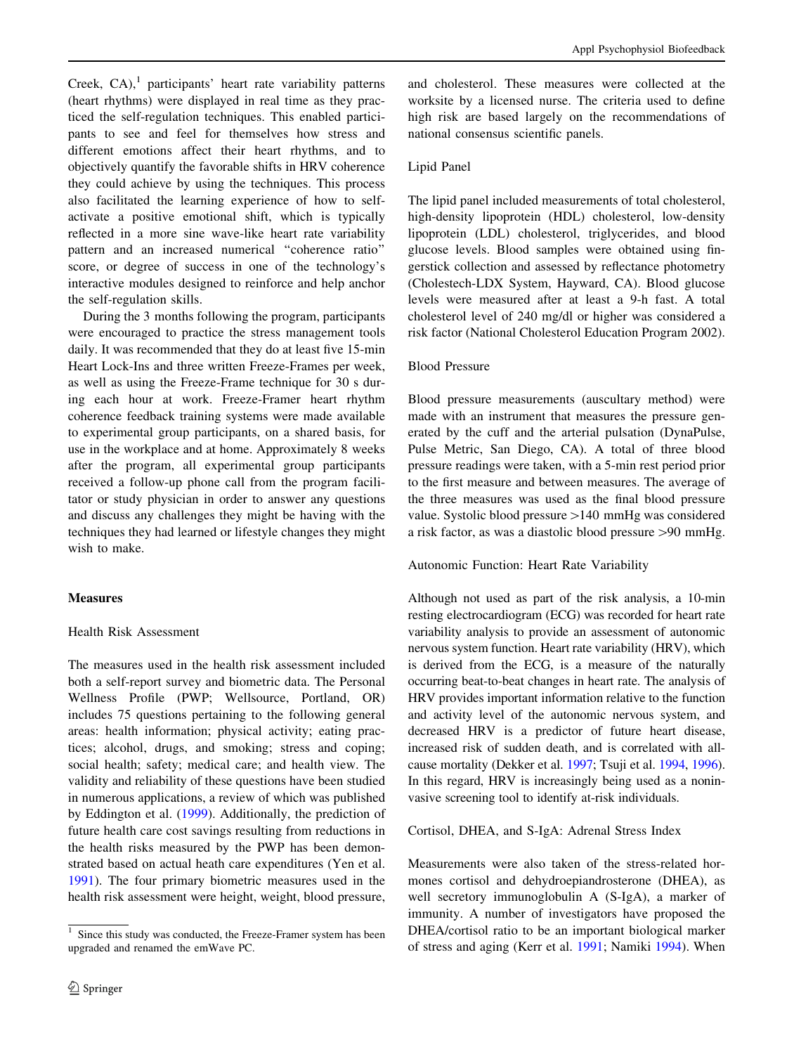Creek, CA),[1] participants' heart rate variability patterns (heart rhythms) were displayed in real time as they practiced the self-regulation techniques. This enabled participants to see and feel for themselves how stress and different emotions affect their heart rhythms, and to objectively quantify the favorable shifts in HRV coherence they could achieve by using the techniques. This process also facilitated the learning experience of how to self-activate a positive emotional shift, which is typically reflected in a more sine wave-like heart rate variability pattern and an increased numerical "coherence ratio" score, or degree of success in one of the technology's interactive modules designed to reinforce and help anchor the self-regulation skills.

During the 3 months following the program, participants were encouraged to practice the stress management tools daily. It was recommended that they do at least five 15-min Heart Lock-Ins and three written Freeze-Frames per week, as well as using the Freeze-Frame technique for 30 s during each hour at work. Freeze-Framer heart rhythm coherence feedback training systems were made available to experimental group participants, on a shared basis, for use in the workplace and at home. Approximately 8 weeks after the program, all experimental group participants received a follow-up phone call from the program facilitator or study physician in order to answer any questions and discuss any challenges they might be having with the techniques they had learned or lifestyle changes they might wish to make.

## Measures

### Health Risk Assessment

The measures used in the health risk assessment included both a self-report survey and biometric data. The Personal Wellness Profile (PWP; Wellsource, Portland, OR) includes 75 questions pertaining to the following general areas: health information; physical activity; eating practices; alcohol, drugs, and smoking; stress and coping; social health; safety; medical care; and health view. The validity and reliability of these questions have been studied in numerous applications, a review of which was published by Eddington et al. (1999). Additionally, the prediction of future health care cost savings resulting from reductions in the health risks measured by the PWP has been demonstrated based on actual heath care expenditures (Yen et al. 1991). The four primary biometric measures used in the health risk assessment were height, weight, blood pressure, and cholesterol. These measures were collected at the worksite by a licensed nurse. The criteria used to define high risk are based largely on the recommendations of national consensus scientific panels.

### Lipid Panel

The lipid panel included measurements of total cholesterol, high-density lipoprotein (HDL) cholesterol, low-density lipoprotein (LDL) cholesterol, triglycerides, and blood glucose levels. Blood samples were obtained using fingerstick collection and assessed by reflectance photometry (Cholestech-LDX System, Hayward, CA). Blood glucose levels were measured after at least a 9-h fast. A total cholesterol level of 240 mg/dl or higher was considered a risk factor (National Cholesterol Education Program 2002).

### Blood Pressure

Blood pressure measurements (auscultary method) were made with an instrument that measures the pressure generated by the cuff and the arterial pulsation (DynaPulse, Pulse Metric, San Diego, CA). A total of three blood pressure readings were taken, with a 5-min rest period prior to the first measure and between measures. The average of the three measures was used as the final blood pressure value. Systolic blood pressure >140 mmHg was considered a risk factor, as was a diastolic blood pressure >90 mmHg.

### Autonomic Function: Heart Rate Variability

Although not used as part of the risk analysis, a 10-min resting electrocardiogram (ECG) was recorded for heart rate variability analysis to provide an assessment of autonomic nervous system function. Heart rate variability (HRV), which is derived from the ECG, is a measure of the naturally occurring beat-to-beat changes in heart rate. The analysis of HRV provides important information relative to the function and activity level of the autonomic nervous system, and decreased HRV is a predictor of future heart disease, increased risk of sudden death, and is correlated with all-cause mortality (Dekker et al. 1997; Tsuji et al. 1994, 1996). In this regard, HRV is increasingly being used as a noninvasive screening tool to identify at-risk individuals.

### Cortisol, DHEA, and S-IgA: Adrenal Stress Index

Measurements were also taken of the stress-related hormones cortisol and dehydroepiandrosterone (DHEA), as well secretory immunoglobulin A (S-IgA), a marker of immunity. A number of investigators have proposed the DHEA/cortisol ratio to be an important biological marker of stress and aging (Kerr et al. 1991; Namiki 1994). When

[1] Since this study was conducted, the Freeze-Framer system has been upgraded and renamed the emWave PC.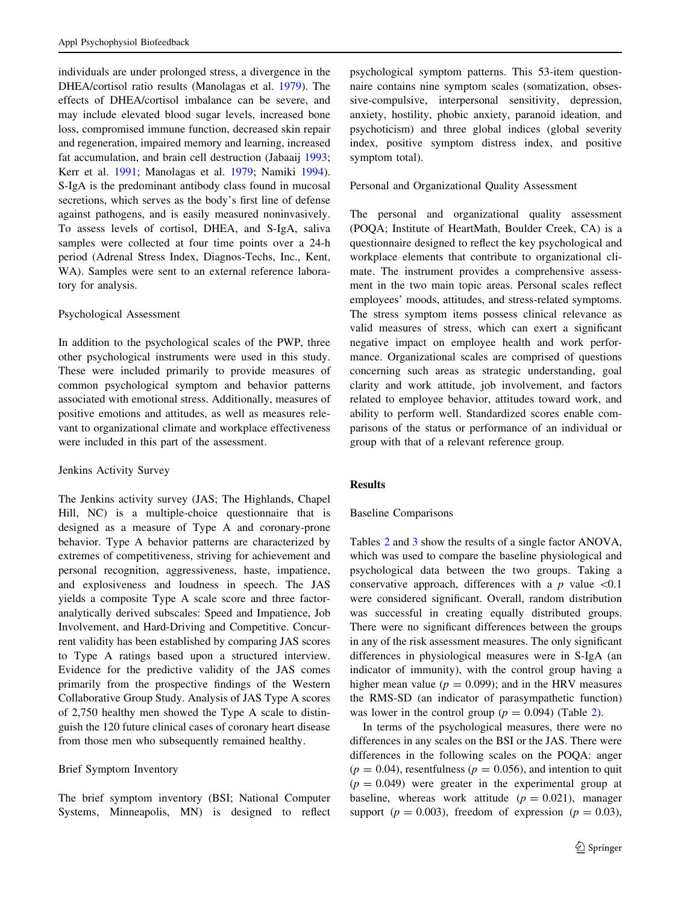individuals are under prolonged stress, a divergence in the DHEA/cortisol ratio results (Manolagas et al. 1979). The effects of DHEA/cortisol imbalance can be severe, and may include elevated blood sugar levels, increased bone loss, compromised immune function, decreased skin repair and regeneration, impaired memory and learning, increased fat accumulation, and brain cell destruction (Jabaaij 1993; Kerr et al. 1991; Manolagas et al. 1979; Namiki 1994). S-IgA is the predominant antibody class found in mucosal secretions, which serves as the body's first line of defense against pathogens, and is easily measured noninvasively. To assess levels of cortisol, DHEA, and S-IgA, saliva samples were collected at four time points over a 24-h period (Adrenal Stress Index, Diagnos-Techs, Inc., Kent, WA). Samples were sent to an external reference laboratory for analysis.

### Psychological Assessment

In addition to the psychological scales of the PWP, three other psychological instruments were used in this study. These were included primarily to provide measures of common psychological symptom and behavior patterns associated with emotional stress. Additionally, measures of positive emotions and attitudes, as well as measures relevant to organizational climate and workplace effectiveness were included in this part of the assessment.

### Jenkins Activity Survey

The Jenkins activity survey (JAS; The Highlands, Chapel Hill, NC) is a multiple-choice questionnaire that is designed as a measure of Type A and coronary-prone behavior. Type A behavior patterns are characterized by extremes of competitiveness, striving for achievement and personal recognition, aggressiveness, haste, impatience, and explosiveness and loudness in speech. The JAS yields a composite Type A scale score and three factor-analytically derived subscales: Speed and Impatience, Job Involvement, and Hard-Driving and Competitive. Concurrent validity has been established by comparing JAS scores to Type A ratings based upon a structured interview. Evidence for the predictive validity of the JAS comes primarily from the prospective findings of the Western Collaborative Group Study. Analysis of JAS Type A scores of 2,750 healthy men showed the Type A scale to distinguish the 120 future clinical cases of coronary heart disease from those men who subsequently remained healthy.

### Brief Symptom Inventory

The brief symptom inventory (BSI; National Computer Systems, Minneapolis, MN) is designed to reflect psychological symptom patterns. This 53-item questionnaire contains nine symptom scales (somatization, obsessive-compulsive, interpersonal sensitivity, depression, anxiety, hostility, phobic anxiety, paranoid ideation, and psychoticism) and three global indices (global severity index, positive symptom distress index, and positive symptom total).

### Personal and Organizational Quality Assessment

The personal and organizational quality assessment (POQA; Institute of HeartMath, Boulder Creek, CA) is a questionnaire designed to reflect the key psychological and workplace elements that contribute to organizational climate. The instrument provides a comprehensive assessment in the two main topic areas. Personal scales reflect employees' moods, attitudes, and stress-related symptoms. The stress symptom items possess clinical relevance as valid measures of stress, which can exert a significant negative impact on employee health and work performance. Organizational scales are comprised of questions concerning such areas as strategic understanding, goal clarity and work attitude, job involvement, and factors related to employee behavior, attitudes toward work, and ability to perform well. Standardized scores enable comparisons of the status or performance of an individual or group with that of a relevant reference group.

## Results

### Baseline Comparisons

Tables 2 and 3 show the results of a single factor ANOVA, which was used to compare the baseline physiological and psychological data between the two groups. Taking a conservative approach, differences with a $p$ value $<0.1$ were considered significant. Overall, random distribution was successful in creating equally distributed groups. There were no significant differences between the groups in any of the risk assessment measures. The only significant differences in physiological measures were in S-IgA (an indicator of immunity), with the control group having a higher mean value ($p = 0.099$); and in the HRV measures the RMS-SD (an indicator of parasympathetic function) was lower in the control group ($p = 0.094$) (Table 2).

In terms of the psychological measures, there were no differences in any scales on the BSI or the JAS. There were differences in the following scales on the POQA: anger ($p = 0.04$), resentfulness ($p = 0.056$), and intention to quit ($p = 0.049$) were greater in the experimental group at baseline, whereas work attitude ($p = 0.021$), manager support ($p = 0.003$), freedom of expression ($p = 0.03$),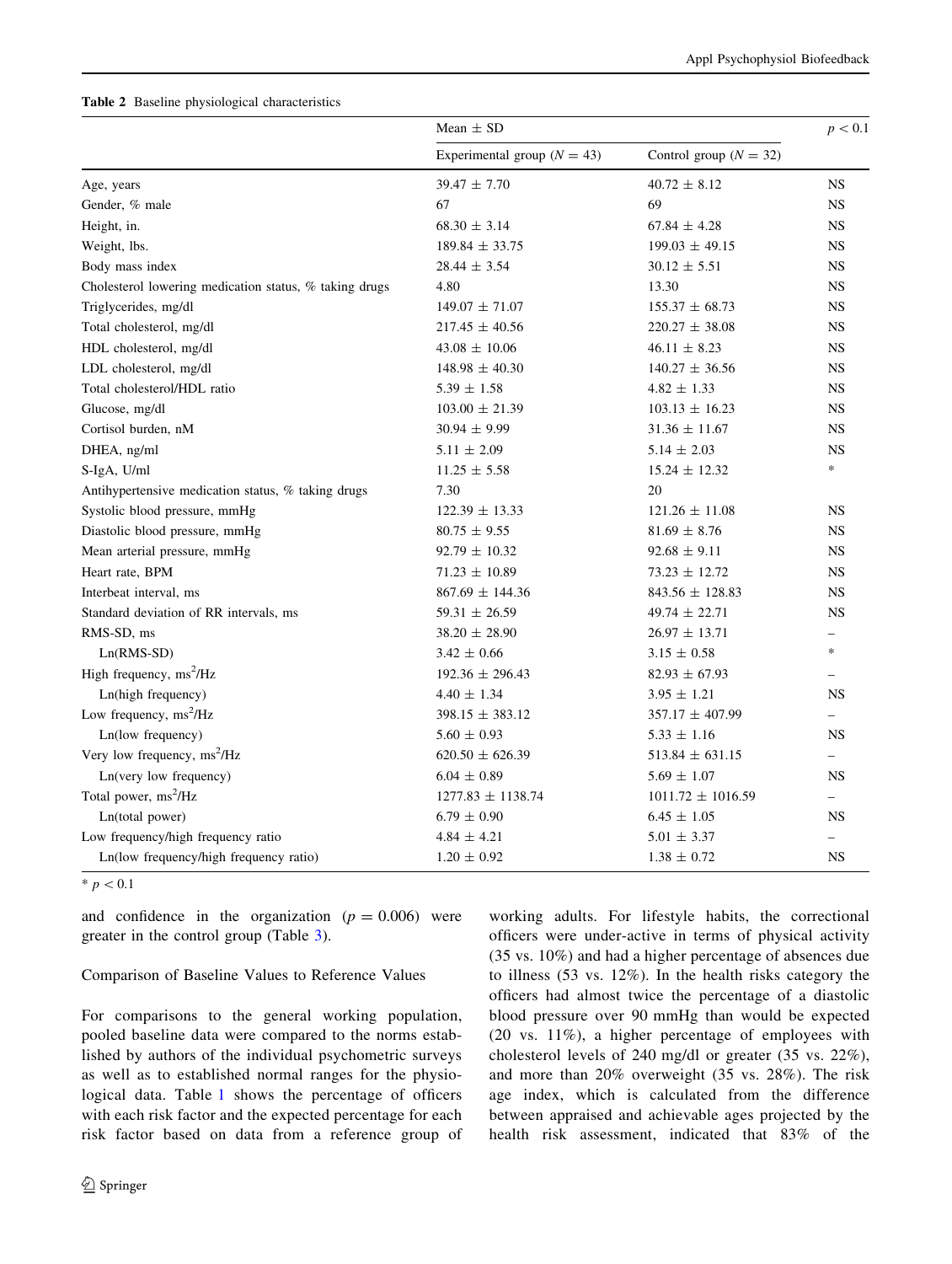**Table 2** Baseline physiological characteristics

| | Mean ± SD | | $p < 0.1$ |
|---|---|---|---|
| | Experimental group ($N = 43$) | Control group ($N = 32$) | |
| Age, years | 39.47 ± 7.70 | 40.72 ± 8.12 | NS |
| Gender, % male | 67 | 69 | NS |
| Height, in. | 68.30 ± 3.14 | 67.84 ± 4.28 | NS |
| Weight, lbs. | 189.84 ± 33.75 | 199.03 ± 49.15 | NS |
| Body mass index | 28.44 ± 3.54 | 30.12 ± 5.51 | NS |
| Cholesterol lowering medication status, % taking drugs | 4.80 | 13.30 | NS |
| Triglycerides, mg/dl | 149.07 ± 71.07 | 155.37 ± 68.73 | NS |
| Total cholesterol, mg/dl | 217.45 ± 40.56 | 220.27 ± 38.08 | NS |
| HDL cholesterol, mg/dl | 43.08 ± 10.06 | 46.11 ± 8.23 | NS |
| LDL cholesterol, mg/dl | 148.98 ± 40.30 | 140.27 ± 36.56 | NS |
| Total cholesterol/HDL ratio | 5.39 ± 1.58 | 4.82 ± 1.33 | NS |
| Glucose, mg/dl | 103.00 ± 21.39 | 103.13 ± 16.23 | NS |
| Cortisol burden, nM | 30.94 ± 9.99 | 31.36 ± 11.67 | NS |
| DHEA, ng/ml | 5.11 ± 2.09 | 5.14 ± 2.03 | NS |
| S-IgA, U/ml | 11.25 ± 5.58 | 15.24 ± 12.32 | * |
| Antihypertensive medication status, % taking drugs | 7.30 | 20 | |
| Systolic blood pressure, mmHg | 122.39 ± 13.33 | 121.26 ± 11.08 | NS |
| Diastolic blood pressure, mmHg | 80.75 ± 9.55 | 81.69 ± 8.76 | NS |
| Mean arterial pressure, mmHg | 92.79 ± 10.32 | 92.68 ± 9.11 | NS |
| Heart rate, BPM | 71.23 ± 10.89 | 73.23 ± 12.72 | NS |
| Interbeat interval, ms | 867.69 ± 144.36 | 843.56 ± 128.83 | NS |
| Standard deviation of RR intervals, ms | 59.31 ± 26.59 | 49.74 ± 22.71 | NS |
| RMS-SD, ms | 38.20 ± 28.90 | 26.97 ± 13.71 | – |
| Ln(RMS-SD) | 3.42 ± 0.66 | 3.15 ± 0.58 | * |
| High frequency, $ms^2$/Hz | 192.36 ± 296.43 | 82.93 ± 67.93 | – |
| Ln(high frequency) | 4.40 ± 1.34 | 3.95 ± 1.21 | NS |
| Low frequency, $ms^2$/Hz | 398.15 ± 383.12 | 357.17 ± 407.99 | – |
| Ln(low frequency) | 5.60 ± 0.93 | 5.33 ± 1.16 | NS |
| Very low frequency, $ms^2$/Hz | 620.50 ± 626.39 | 513.84 ± 631.15 | – |
| Ln(very low frequency) | 6.04 ± 0.89 | 5.69 ± 1.07 | NS |
| Total power, $ms^2$/Hz | 1277.83 ± 1138.74 | 1011.72 ± 1016.59 | – |
| Ln(total power) | 6.79 ± 0.90 | 6.45 ± 1.05 | NS |
| Low frequency/high frequency ratio | 4.84 ± 4.21 | 5.01 ± 3.37 | – |
| Ln(low frequency/high frequency ratio) | 1.20 ± 0.92 | 1.38 ± 0.72 | NS |

* $p < 0.1$

and confidence in the organization ($p = 0.006$) were greater in the control group (Table 3).

Comparison of Baseline Values to Reference Values

For comparisons to the general working population, pooled baseline data were compared to the norms established by authors of the individual psychometric surveys as well as to established normal ranges for the physiological data. Table 1 shows the percentage of officers with each risk factor and the expected percentage for each risk factor based on data from a reference group of working adults. For lifestyle habits, the correctional officers were under-active in terms of physical activity (35 vs. 10%) and had a higher percentage of absences due to illness (53 vs. 12%). In the health risks category the officers had almost twice the percentage of a diastolic blood pressure over 90 mmHg than would be expected (20 vs. 11%), a higher percentage of employees with cholesterol levels of 240 mg/dl or greater (35 vs. 22%), and more than 20% overweight (35 vs. 28%). The risk age index, which is calculated from the difference between appraised and achievable ages projected by the health risk assessment, indicated that 83% of the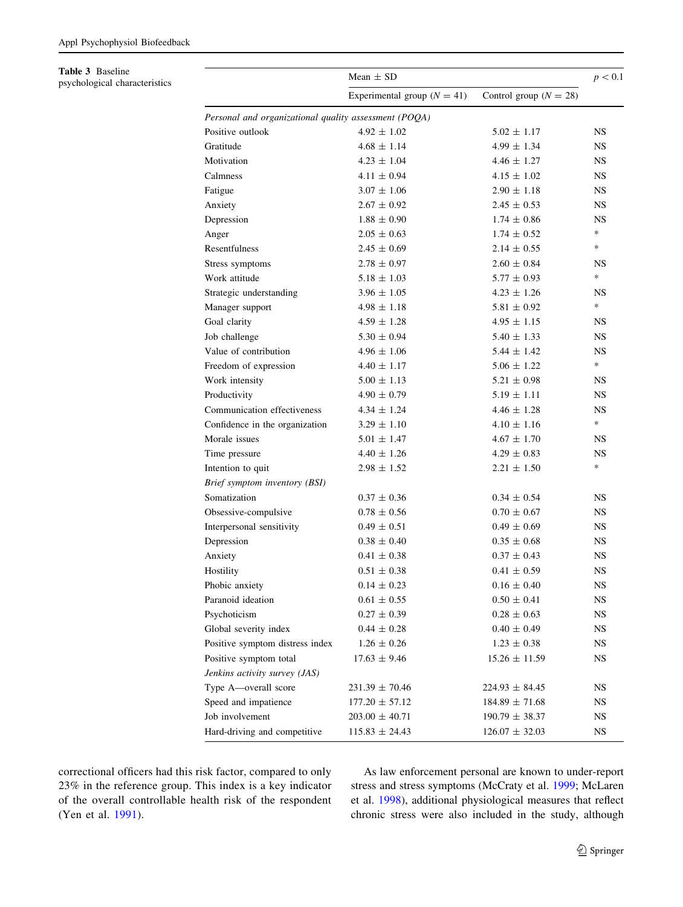**Table 3** Baseline psychological characteristics

| | Mean ± SD | | $p < 0.1$ |
|---|---|---|---|
| | Experimental group ($N = 41$) | Control group ($N = 28$) | |
| *Personal and organizational quality assessment (POQA)* | | | |
| Positive outlook | 4.92 ± 1.02 | 5.02 ± 1.17 | NS |
| Gratitude | 4.68 ± 1.14 | 4.99 ± 1.34 | NS |
| Motivation | 4.23 ± 1.04 | 4.46 ± 1.27 | NS |
| Calmness | 4.11 ± 0.94 | 4.15 ± 1.02 | NS |
| Fatigue | 3.07 ± 1.06 | 2.90 ± 1.18 | NS |
| Anxiety | 2.67 ± 0.92 | 2.45 ± 0.53 | NS |
| Depression | 1.88 ± 0.90 | 1.74 ± 0.86 | NS |
| Anger | 2.05 ± 0.63 | 1.74 ± 0.52 | * |
| Resentfulness | 2.45 ± 0.69 | 2.14 ± 0.55 | * |
| Stress symptoms | 2.78 ± 0.97 | 2.60 ± 0.84 | NS |
| Work attitude | 5.18 ± 1.03 | 5.77 ± 0.93 | * |
| Strategic understanding | 3.96 ± 1.05 | 4.23 ± 1.26 | NS |
| Manager support | 4.98 ± 1.18 | 5.81 ± 0.92 | * |
| Goal clarity | 4.59 ± 1.28 | 4.95 ± 1.15 | NS |
| Job challenge | 5.30 ± 0.94 | 5.40 ± 1.33 | NS |
| Value of contribution | 4.96 ± 1.06 | 5.44 ± 1.42 | NS |
| Freedom of expression | 4.40 ± 1.17 | 5.06 ± 1.22 | * |
| Work intensity | 5.00 ± 1.13 | 5.21 ± 0.98 | NS |
| Productivity | 4.90 ± 0.79 | 5.19 ± 1.11 | NS |
| Communication effectiveness | 4.34 ± 1.24 | 4.46 ± 1.28 | NS |
| Confidence in the organization | 3.29 ± 1.10 | 4.10 ± 1.16 | * |
| Morale issues | 5.01 ± 1.47 | 4.67 ± 1.70 | NS |
| Time pressure | 4.40 ± 1.26 | 4.29 ± 0.83 | NS |
| Intention to quit | 2.98 ± 1.52 | 2.21 ± 1.50 | * |
| *Brief symptom inventory (BSI)* | | | |
| Somatization | 0.37 ± 0.36 | 0.34 ± 0.54 | NS |
| Obsessive-compulsive | 0.78 ± 0.56 | 0.70 ± 0.67 | NS |
| Interpersonal sensitivity | 0.49 ± 0.51 | 0.49 ± 0.69 | NS |
| Depression | 0.38 ± 0.40 | 0.35 ± 0.68 | NS |
| Anxiety | 0.41 ± 0.38 | 0.37 ± 0.43 | NS |
| Hostility | 0.51 ± 0.38 | 0.41 ± 0.59 | NS |
| Phobic anxiety | 0.14 ± 0.23 | 0.16 ± 0.40 | NS |
| Paranoid ideation | 0.61 ± 0.55 | 0.50 ± 0.41 | NS |
| Psychoticism | 0.27 ± 0.39 | 0.28 ± 0.63 | NS |
| Global severity index | 0.44 ± 0.28 | 0.40 ± 0.49 | NS |
| Positive symptom distress index | 1.26 ± 0.26 | 1.23 ± 0.38 | NS |
| Positive symptom total | 17.63 ± 9.46 | 15.26 ± 11.59 | NS |
| *Jenkins activity survey (JAS)* | | | |
| Type A—overall score | 231.39 ± 70.46 | 224.93 ± 84.45 | NS |
| Speed and impatience | 177.20 ± 57.12 | 184.89 ± 71.68 | NS |
| Job involvement | 203.00 ± 40.71 | 190.79 ± 38.37 | NS |
| Hard-driving and competitive | 115.83 ± 24.43 | 126.07 ± 32.03 | NS |

correctional officers had this risk factor, compared to only 23% in the reference group. This index is a key indicator of the overall controllable health risk of the respondent (Yen et al. 1991).

As law enforcement personal are known to under-report stress and stress symptoms (McCraty et al. 1999; McLaren et al. 1998), additional physiological measures that reflect chronic stress were also included in the study, although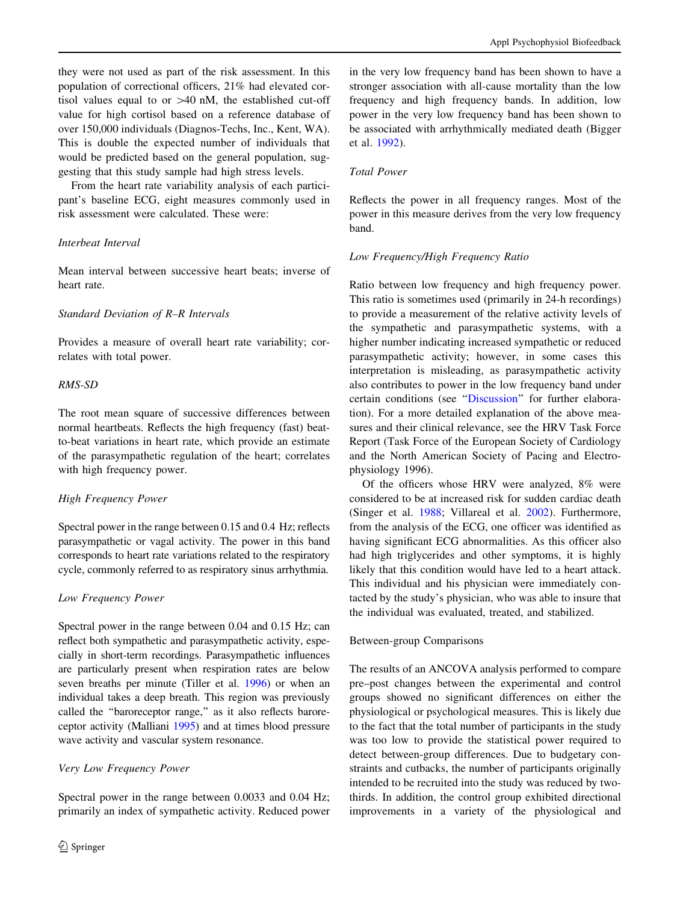they were not used as part of the risk assessment. In this population of correctional officers, 21% had elevated cortisol values equal to or >40 nM, the established cut-off value for high cortisol based on a reference database of over 150,000 individuals (Diagnos-Techs, Inc., Kent, WA). This is double the expected number of individuals that would be predicted based on the general population, suggesting that this study sample had high stress levels.

From the heart rate variability analysis of each participant's baseline ECG, eight measures commonly used in risk assessment were calculated. These were:

*Interbeat Interval*

Mean interval between successive heart beats; inverse of heart rate.

*Standard Deviation of R–R Intervals*

Provides a measure of overall heart rate variability; correlates with total power.

*RMS-SD*

The root mean square of successive differences between normal heartbeats. Reflects the high frequency (fast) beat-to-beat variations in heart rate, which provide an estimate of the parasympathetic regulation of the heart; correlates with high frequency power.

*High Frequency Power*

Spectral power in the range between 0.15 and 0.4 Hz; reflects parasympathetic or vagal activity. The power in this band corresponds to heart rate variations related to the respiratory cycle, commonly referred to as respiratory sinus arrhythmia.

*Low Frequency Power*

Spectral power in the range between 0.04 and 0.15 Hz; can reflect both sympathetic and parasympathetic activity, especially in short-term recordings. Parasympathetic influences are particularly present when respiration rates are below seven breaths per minute (Tiller et al. 1996) or when an individual takes a deep breath. This region was previously called the "baroreceptor range," as it also reflects baroreceptor activity (Malliani 1995) and at times blood pressure wave activity and vascular system resonance.

*Very Low Frequency Power*

Spectral power in the range between 0.0033 and 0.04 Hz; primarily an index of sympathetic activity. Reduced power in the very low frequency band has been shown to have a stronger association with all-cause mortality than the low frequency and high frequency bands. In addition, low power in the very low frequency band has been shown to be associated with arrhythmically mediated death (Bigger et al. 1992).

*Total Power*

Reflects the power in all frequency ranges. Most of the power in this measure derives from the very low frequency band.

*Low Frequency/High Frequency Ratio*

Ratio between low frequency and high frequency power. This ratio is sometimes used (primarily in 24-h recordings) to provide a measurement of the relative activity levels of the sympathetic and parasympathetic systems, with a higher number indicating increased sympathetic or reduced parasympathetic activity; however, in some cases this interpretation is misleading, as parasympathetic activity also contributes to power in the low frequency band under certain conditions (see "Discussion" for further elaboration). For a more detailed explanation of the above measures and their clinical relevance, see the HRV Task Force Report (Task Force of the European Society of Cardiology and the North American Society of Pacing and Electrophysiology 1996).

Of the officers whose HRV were analyzed, 8% were considered to be at increased risk for sudden cardiac death (Singer et al. 1988; Villareal et al. 2002). Furthermore, from the analysis of the ECG, one officer was identified as having significant ECG abnormalities. As this officer also had high triglycerides and other symptoms, it is highly likely that this condition would have led to a heart attack. This individual and his physician were immediately contacted by the study's physician, who was able to insure that the individual was evaluated, treated, and stabilized.

## Between-group Comparisons

The results of an ANCOVA analysis performed to compare pre–post changes between the experimental and control groups showed no significant differences on either the physiological or psychological measures. This is likely due to the fact that the total number of participants in the study was too low to provide the statistical power required to detect between-group differences. Due to budgetary constraints and cutbacks, the number of participants originally intended to be recruited into the study was reduced by two-thirds. In addition, the control group exhibited directional improvements in a variety of the physiological and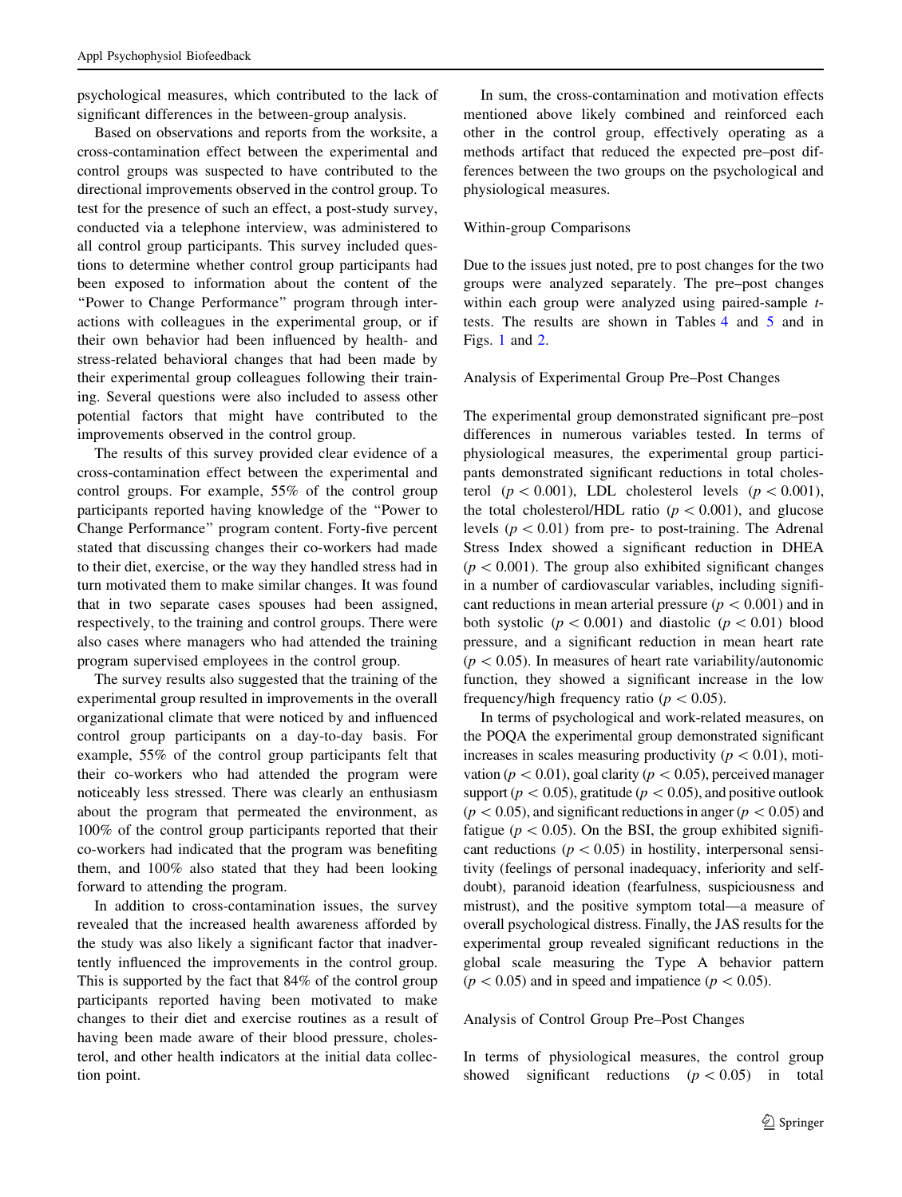psychological measures, which contributed to the lack of significant differences in the between-group analysis.

Based on observations and reports from the worksite, a cross-contamination effect between the experimental and control groups was suspected to have contributed to the directional improvements observed in the control group. To test for the presence of such an effect, a post-study survey, conducted via a telephone interview, was administered to all control group participants. This survey included questions to determine whether control group participants had been exposed to information about the content of the "Power to Change Performance" program through interactions with colleagues in the experimental group, or if their own behavior had been influenced by health- and stress-related behavioral changes that had been made by their experimental group colleagues following their training. Several questions were also included to assess other potential factors that might have contributed to the improvements observed in the control group.

The results of this survey provided clear evidence of a cross-contamination effect between the experimental and control groups. For example, 55% of the control group participants reported having knowledge of the "Power to Change Performance" program content. Forty-five percent stated that discussing changes their co-workers had made to their diet, exercise, or the way they handled stress had in turn motivated them to make similar changes. It was found that in two separate cases spouses had been assigned, respectively, to the training and control groups. There were also cases where managers who had attended the training program supervised employees in the control group.

The survey results also suggested that the training of the experimental group resulted in improvements in the overall organizational climate that were noticed by and influenced control group participants on a day-to-day basis. For example, 55% of the control group participants felt that their co-workers who had attended the program were noticeably less stressed. There was clearly an enthusiasm about the program that permeated the environment, as 100% of the control group participants reported that their co-workers had indicated that the program was benefiting them, and 100% also stated that they had been looking forward to attending the program.

In addition to cross-contamination issues, the survey revealed that the increased health awareness afforded by the study was also likely a significant factor that inadvertently influenced the improvements in the control group. This is supported by the fact that 84% of the control group participants reported having been motivated to make changes to their diet and exercise routines as a result of having been made aware of their blood pressure, cholesterol, and other health indicators at the initial data collection point.

In sum, the cross-contamination and motivation effects mentioned above likely combined and reinforced each other in the control group, effectively operating as a methods artifact that reduced the expected pre–post differences between the two groups on the psychological and physiological measures.

### Within-group Comparisons

Due to the issues just noted, pre to post changes for the two groups were analyzed separately. The pre–post changes within each group were analyzed using paired-sample *t*-tests. The results are shown in Tables 4 and 5 and in Figs. 1 and 2.

#### Analysis of Experimental Group Pre–Post Changes

The experimental group demonstrated significant pre–post differences in numerous variables tested. In terms of physiological measures, the experimental group participants demonstrated significant reductions in total cholesterol ($p < 0.001$), LDL cholesterol levels ($p < 0.001$), the total cholesterol/HDL ratio ($p < 0.001$), and glucose levels ($p < 0.01$) from pre- to post-training. The Adrenal Stress Index showed a significant reduction in DHEA ($p < 0.001$). The group also exhibited significant changes in a number of cardiovascular variables, including significant reductions in mean arterial pressure ($p < 0.001$) and in both systolic ($p < 0.001$) and diastolic ($p < 0.01$) blood pressure, and a significant reduction in mean heart rate ($p < 0.05$). In measures of heart rate variability/autonomic function, they showed a significant increase in the low frequency/high frequency ratio ($p < 0.05$).

In terms of psychological and work-related measures, on the POQA the experimental group demonstrated significant increases in scales measuring productivity ($p < 0.01$), motivation ($p < 0.01$), goal clarity ($p < 0.05$), perceived manager support ($p < 0.05$), gratitude ($p < 0.05$), and positive outlook ($p < 0.05$), and significant reductions in anger ($p < 0.05$) and fatigue ($p < 0.05$). On the BSI, the group exhibited significant reductions ($p < 0.05$) in hostility, interpersonal sensitivity (feelings of personal inadequacy, inferiority and self-doubt), paranoid ideation (fearfulness, suspiciousness and mistrust), and the positive symptom total—a measure of overall psychological distress. Finally, the JAS results for the experimental group revealed significant reductions in the global scale measuring the Type A behavior pattern ($p < 0.05$) and in speed and impatience ($p < 0.05$).

#### Analysis of Control Group Pre–Post Changes

In terms of physiological measures, the control group showed significant reductions ($p < 0.05$) in total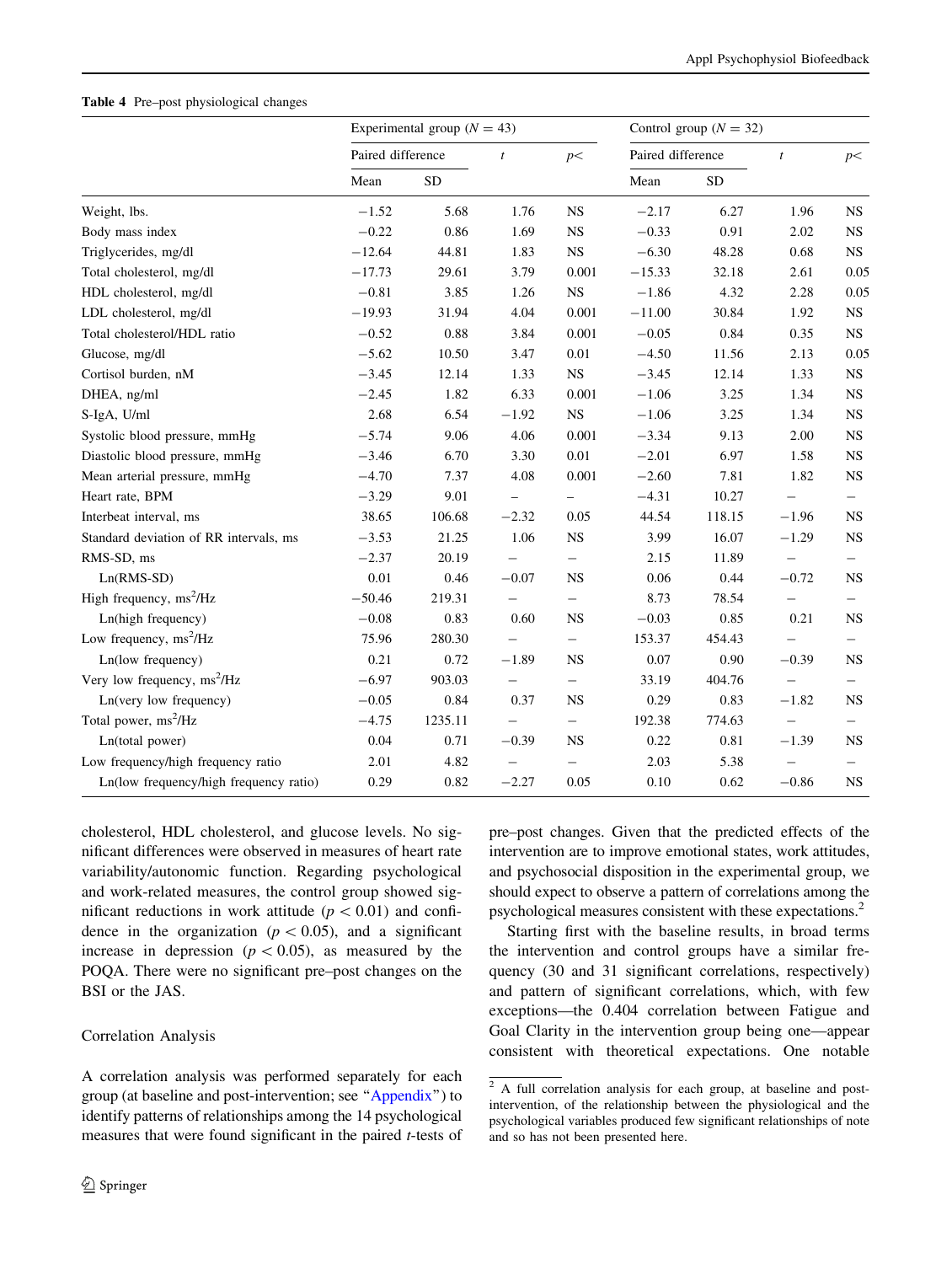**Table 4** Pre–post physiological changes

| | Experimental group ($N = 43$) | | | | Control group ($N = 32$) | | | |
|---|---|---|---|---|---|---|---|---|
| | Paired difference | | $t$ | $p<$ | Paired difference | | $t$ | $p<$ |
| | Mean | SD | | | Mean | SD | | |
| Weight, lbs. | −1.52 | 5.68 | 1.76 | NS | −2.17 | 6.27 | 1.96 | NS |
| Body mass index | −0.22 | 0.86 | 1.69 | NS | −0.33 | 0.91 | 2.02 | NS |
| Triglycerides, mg/dl | −12.64 | 44.81 | 1.83 | NS | −6.30 | 48.28 | 0.68 | NS |
| Total cholesterol, mg/dl | −17.73 | 29.61 | 3.79 | 0.001 | −15.33 | 32.18 | 2.61 | 0.05 |
| HDL cholesterol, mg/dl | −0.81 | 3.85 | 1.26 | NS | −1.86 | 4.32 | 2.28 | 0.05 |
| LDL cholesterol, mg/dl | −19.93 | 31.94 | 4.04 | 0.001 | −11.00 | 30.84 | 1.92 | NS |
| Total cholesterol/HDL ratio | −0.52 | 0.88 | 3.84 | 0.001 | −0.05 | 0.84 | 0.35 | NS |
| Glucose, mg/dl | −5.62 | 10.50 | 3.47 | 0.01 | −4.50 | 11.56 | 2.13 | 0.05 |
| Cortisol burden, nM | −3.45 | 12.14 | 1.33 | NS | −3.45 | 12.14 | 1.33 | NS |
| DHEA, ng/ml | −2.45 | 1.82 | 6.33 | 0.001 | −1.06 | 3.25 | 1.34 | NS |
| S-IgA, U/ml | 2.68 | 6.54 | −1.92 | NS | −1.06 | 3.25 | 1.34 | NS |
| Systolic blood pressure, mmHg | −5.74 | 9.06 | 4.06 | 0.001 | −3.34 | 9.13 | 2.00 | NS |
| Diastolic blood pressure, mmHg | −3.46 | 6.70 | 3.30 | 0.01 | −2.01 | 6.97 | 1.58 | NS |
| Mean arterial pressure, mmHg | −4.70 | 7.37 | 4.08 | 0.001 | −2.60 | 7.81 | 1.82 | NS |
| Heart rate, BPM | −3.29 | 9.01 | – | – | −4.31 | 10.27 | – | – |
| Interbeat interval, ms | 38.65 | 106.68 | −2.32 | 0.05 | 44.54 | 118.15 | −1.96 | NS |
| Standard deviation of RR intervals, ms | −3.53 | 21.25 | 1.06 | NS | 3.99 | 16.07 | −1.29 | NS |
| RMS-SD, ms | −2.37 | 20.19 | – | – | 2.15 | 11.89 | – | – |
| Ln(RMS-SD) | 0.01 | 0.46 | −0.07 | NS | 0.06 | 0.44 | −0.72 | NS |
| High frequency, ms$^2$/Hz | −50.46 | 219.31 | – | – | 8.73 | 78.54 | – | – |
| Ln(high frequency) | −0.08 | 0.83 | 0.60 | NS | −0.03 | 0.85 | 0.21 | NS |
| Low frequency, ms$^2$/Hz | 75.96 | 280.30 | – | – | 153.37 | 454.43 | – | – |
| Ln(low frequency) | 0.21 | 0.72 | −1.89 | NS | 0.07 | 0.90 | −0.39 | NS |
| Very low frequency, ms$^2$/Hz | −6.97 | 903.03 | – | – | 33.19 | 404.76 | – | – |
| Ln(very low frequency) | −0.05 | 0.84 | 0.37 | NS | 0.29 | 0.83 | −1.82 | NS |
| Total power, ms$^2$/Hz | −4.75 | 1235.11 | – | – | 192.38 | 774.63 | – | – |
| Ln(total power) | 0.04 | 0.71 | −0.39 | NS | 0.22 | 0.81 | −1.39 | NS |
| Low frequency/high frequency ratio | 2.01 | 4.82 | – | – | 2.03 | 5.38 | – | – |
| Ln(low frequency/high frequency ratio) | 0.29 | 0.82 | −2.27 | 0.05 | 0.10 | 0.62 | −0.86 | NS |

cholesterol, HDL cholesterol, and glucose levels. No significant differences were observed in measures of heart rate variability/autonomic function. Regarding psychological and work-related measures, the control group showed significant reductions in work attitude ($p < 0.01$) and confidence in the organization ($p < 0.05$), and a significant increase in depression ($p < 0.05$), as measured by the POQA. There were no significant pre–post changes on the BSI or the JAS.

## Correlation Analysis

A correlation analysis was performed separately for each group (at baseline and post-intervention; see "Appendix") to identify patterns of relationships among the 14 psychological measures that were found significant in the paired $t$-tests of pre–post changes. Given that the predicted effects of the intervention are to improve emotional states, work attitudes, and psychosocial disposition in the experimental group, we should expect to observe a pattern of correlations among the psychological measures consistent with these expectations.[2]

Starting first with the baseline results, in broad terms the intervention and control groups have a similar frequency (30 and 31 significant correlations, respectively) and pattern of significant correlations, which, with few exceptions—the 0.404 correlation between Fatigue and Goal Clarity in the intervention group being one—appear consistent with theoretical expectations. One notable

[2] A full correlation analysis for each group, at baseline and post-intervention, of the relationship between the physiological and the psychological variables produced few significant relationships of note and so has not been presented here.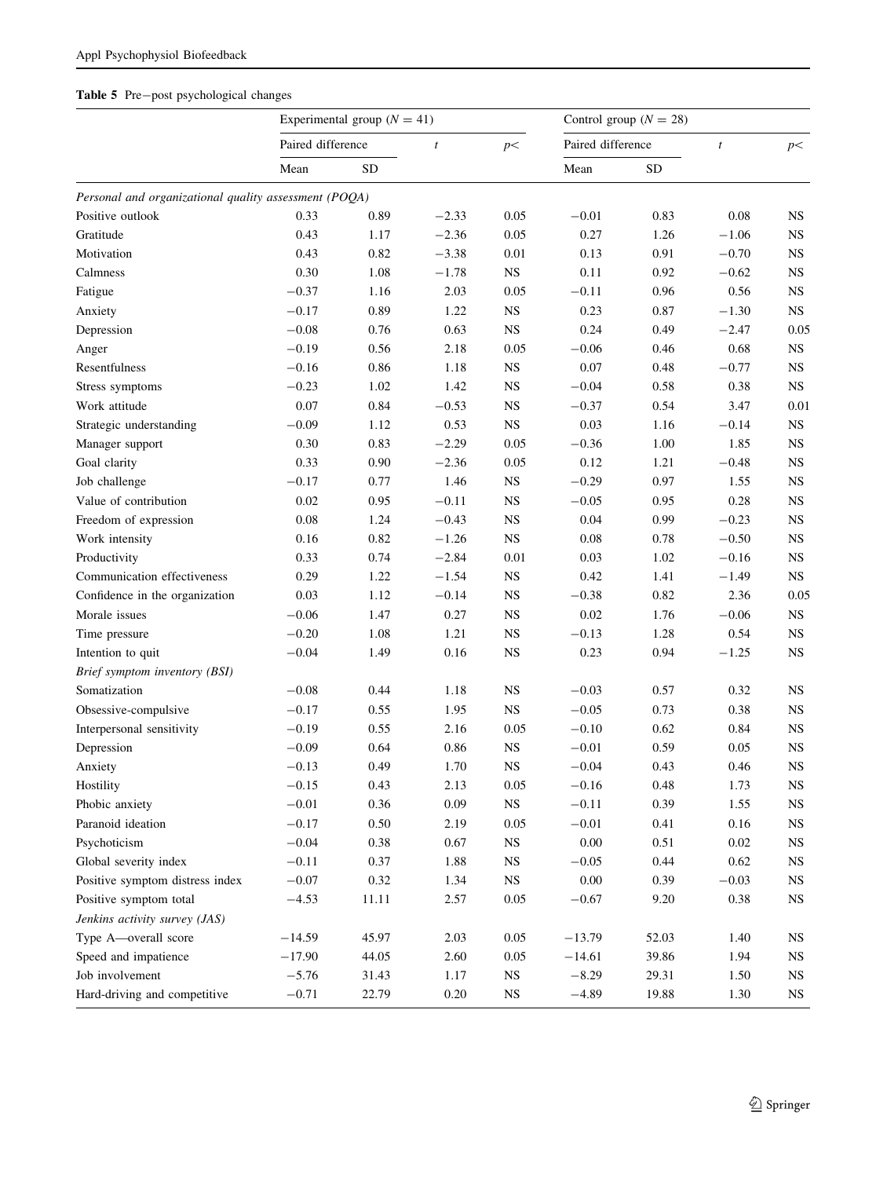**Table 5** Pre−post psychological changes

| | Experimental group ($N = 41$) | | | | Control group ($N = 28$) | | | |
|---|---|---|---|---|---|---|---|---|
| | Paired difference | | $t$ | $p<$ | Paired difference | | $t$ | $p<$ |
| | Mean | SD | | | Mean | SD | | |
| *Personal and organizational quality assessment (POQA)* | | | | | | | | |
| Positive outlook | 0.33 | 0.89 | −2.33 | 0.05 | −0.01 | 0.83 | 0.08 | NS |
| Gratitude | 0.43 | 1.17 | −2.36 | 0.05 | 0.27 | 1.26 | −1.06 | NS |
| Motivation | 0.43 | 0.82 | −3.38 | 0.01 | 0.13 | 0.91 | −0.70 | NS |
| Calmness | 0.30 | 1.08 | −1.78 | NS | 0.11 | 0.92 | −0.62 | NS |
| Fatigue | −0.37 | 1.16 | 2.03 | 0.05 | −0.11 | 0.96 | 0.56 | NS |
| Anxiety | −0.17 | 0.89 | 1.22 | NS | 0.23 | 0.87 | −1.30 | NS |
| Depression | −0.08 | 0.76 | 0.63 | NS | 0.24 | 0.49 | −2.47 | 0.05 |
| Anger | −0.19 | 0.56 | 2.18 | 0.05 | −0.06 | 0.46 | 0.68 | NS |
| Resentfulness | −0.16 | 0.86 | 1.18 | NS | 0.07 | 0.48 | −0.77 | NS |
| Stress symptoms | −0.23 | 1.02 | 1.42 | NS | −0.04 | 0.58 | 0.38 | NS |
| Work attitude | 0.07 | 0.84 | −0.53 | NS | −0.37 | 0.54 | 3.47 | 0.01 |
| Strategic understanding | −0.09 | 1.12 | 0.53 | NS | 0.03 | 1.16 | −0.14 | NS |
| Manager support | 0.30 | 0.83 | −2.29 | 0.05 | −0.36 | 1.00 | 1.85 | NS |
| Goal clarity | 0.33 | 0.90 | −2.36 | 0.05 | 0.12 | 1.21 | −0.48 | NS |
| Job challenge | −0.17 | 0.77 | 1.46 | NS | −0.29 | 0.97 | 1.55 | NS |
| Value of contribution | 0.02 | 0.95 | −0.11 | NS | −0.05 | 0.95 | 0.28 | NS |
| Freedom of expression | 0.08 | 1.24 | −0.43 | NS | 0.04 | 0.99 | −0.23 | NS |
| Work intensity | 0.16 | 0.82 | −1.26 | NS | 0.08 | 0.78 | −0.50 | NS |
| Productivity | 0.33 | 0.74 | −2.84 | 0.01 | 0.03 | 1.02 | −0.16 | NS |
| Communication effectiveness | 0.29 | 1.22 | −1.54 | NS | 0.42 | 1.41 | −1.49 | NS |
| Confidence in the organization | 0.03 | 1.12 | −0.14 | NS | −0.38 | 0.82 | 2.36 | 0.05 |
| Morale issues | −0.06 | 1.47 | 0.27 | NS | 0.02 | 1.76 | −0.06 | NS |
| Time pressure | −0.20 | 1.08 | 1.21 | NS | −0.13 | 1.28 | 0.54 | NS |
| Intention to quit | −0.04 | 1.49 | 0.16 | NS | 0.23 | 0.94 | −1.25 | NS |
| *Brief symptom inventory (BSI)* | | | | | | | | |
| Somatization | −0.08 | 0.44 | 1.18 | NS | −0.03 | 0.57 | 0.32 | NS |
| Obsessive-compulsive | −0.17 | 0.55 | 1.95 | NS | −0.05 | 0.73 | 0.38 | NS |
| Interpersonal sensitivity | −0.19 | 0.55 | 2.16 | 0.05 | −0.10 | 0.62 | 0.84 | NS |
| Depression | −0.09 | 0.64 | 0.86 | NS | −0.01 | 0.59 | 0.05 | NS |
| Anxiety | −0.13 | 0.49 | 1.70 | NS | −0.04 | 0.43 | 0.46 | NS |
| Hostility | −0.15 | 0.43 | 2.13 | 0.05 | −0.16 | 0.48 | 1.73 | NS |
| Phobic anxiety | −0.01 | 0.36 | 0.09 | NS | −0.11 | 0.39 | 1.55 | NS |
| Paranoid ideation | −0.17 | 0.50 | 2.19 | 0.05 | −0.01 | 0.41 | 0.16 | NS |
| Psychoticism | −0.04 | 0.38 | 0.67 | NS | 0.00 | 0.51 | 0.02 | NS |
| Global severity index | −0.11 | 0.37 | 1.88 | NS | −0.05 | 0.44 | 0.62 | NS |
| Positive symptom distress index | −0.07 | 0.32 | 1.34 | NS | 0.00 | 0.39 | −0.03 | NS |
| Positive symptom total | −4.53 | 11.11 | 2.57 | 0.05 | −0.67 | 9.20 | 0.38 | NS |
| *Jenkins activity survey (JAS)* | | | | | | | | |
| Type A—overall score | −14.59 | 45.97 | 2.03 | 0.05 | −13.79 | 52.03 | 1.40 | NS |
| Speed and impatience | −17.90 | 44.05 | 2.60 | 0.05 | −14.61 | 39.86 | 1.94 | NS |
| Job involvement | −5.76 | 31.43 | 1.17 | NS | −8.29 | 29.31 | 1.50 | NS |
| Hard-driving and competitive | −0.71 | 22.79 | 0.20 | NS | −4.89 | 19.88 | 1.30 | NS |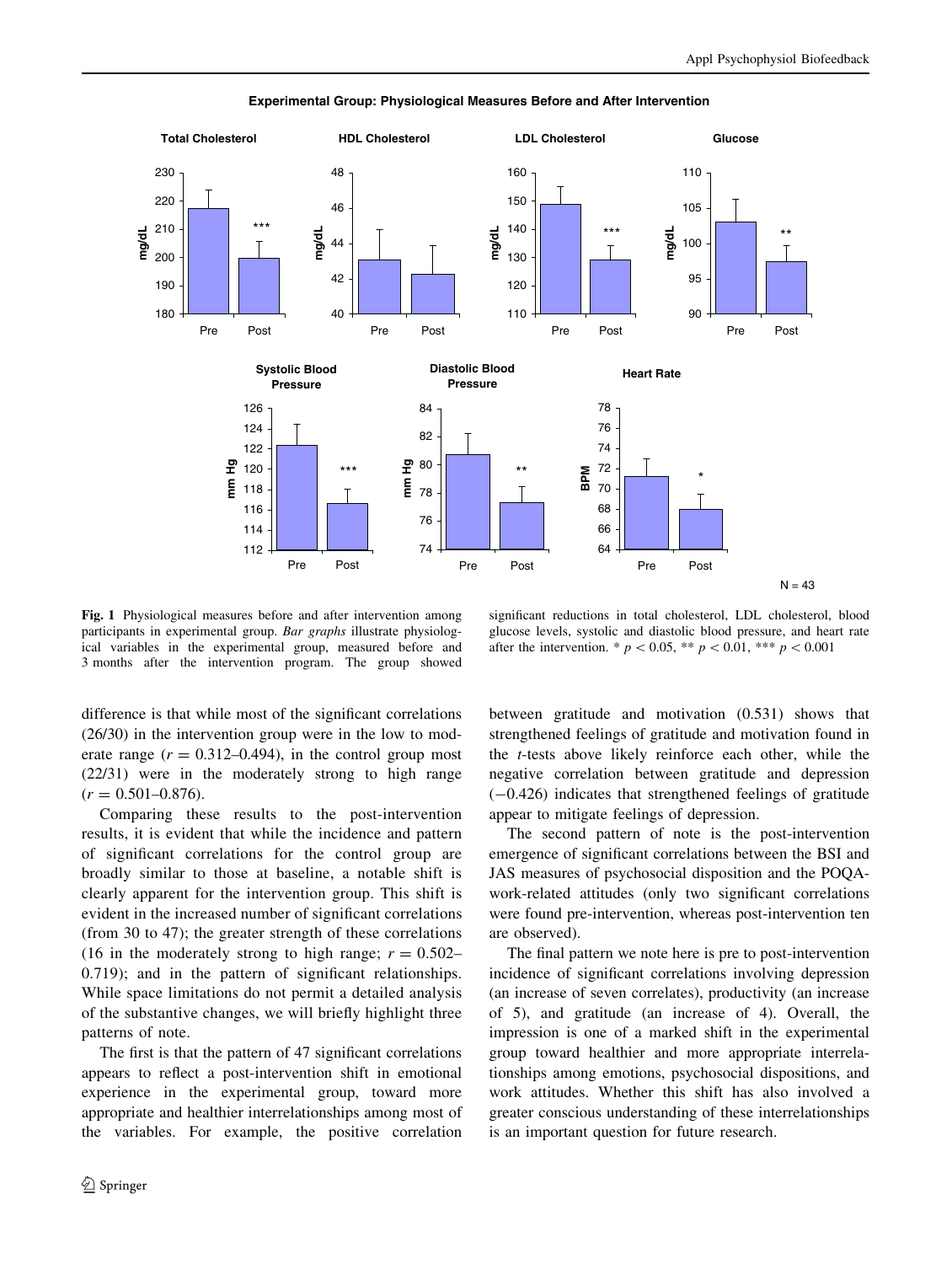**Fig. 1** Physiological measures before and after intervention among participants in experimental group. *Bar graphs* illustrate physiological variables in the experimental group, measured before and 3 months after the intervention program. The group showed significant reductions in total cholesterol, LDL cholesterol, blood glucose levels, systolic and diastolic blood pressure, and heart rate after the intervention. * $p < 0.05$, ** $p < 0.01$, *** $p < 0.001$

difference is that while most of the significant correlations (26/30) in the intervention group were in the low to moderate range ($r = 0.312$–$0.494$), in the control group most (22/31) were in the moderately strong to high range ($r = 0.501$–$0.876$).

Comparing these results to the post-intervention results, it is evident that while the incidence and pattern of significant correlations for the control group are broadly similar to those at baseline, a notable shift is clearly apparent for the intervention group. This shift is evident in the increased number of significant correlations (from 30 to 47); the greater strength of these correlations (16 in the moderately strong to high range; $r = 0.502$–$0.719$); and in the pattern of significant relationships. While space limitations do not permit a detailed analysis of the substantive changes, we will briefly highlight three patterns of note.

The first is that the pattern of 47 significant correlations appears to reflect a post-intervention shift in emotional experience in the experimental group, toward more appropriate and healthier interrelationships among most of the variables. For example, the positive correlation between gratitude and motivation (0.531) shows that strengthened feelings of gratitude and motivation found in the *t*-tests above likely reinforce each other, while the negative correlation between gratitude and depression (−0.426) indicates that strengthened feelings of gratitude appear to mitigate feelings of depression.

The second pattern of note is the post-intervention emergence of significant correlations between the BSI and JAS measures of psychosocial disposition and the POQA-work-related attitudes (only two significant correlations were found pre-intervention, whereas post-intervention ten are observed).

The final pattern we note here is pre to post-intervention incidence of significant correlations involving depression (an increase of seven correlates), productivity (an increase of 5), and gratitude (an increase of 4). Overall, the impression is one of a marked shift in the experimental group toward healthier and more appropriate interrelationships among emotions, psychosocial dispositions, and work attitudes. Whether this shift has also involved a greater conscious understanding of these interrelationships is an important question for future research.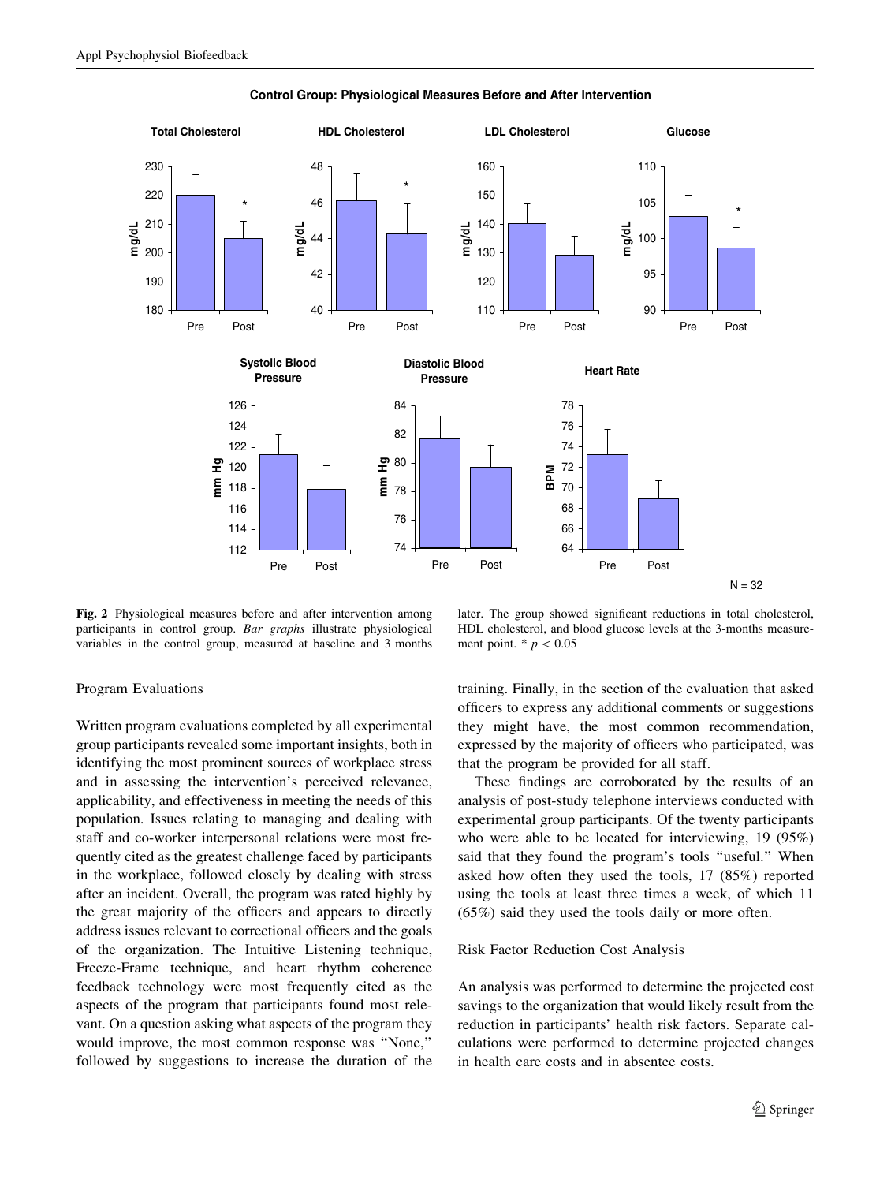**Control Group: Physiological Measures Before and After Intervention**

Fig. 2 Physiological measures before and after intervention among participants in control group. *Bar graphs* illustrate physiological variables in the control group, measured at baseline and 3 months later. The group showed significant reductions in total cholesterol, HDL cholesterol, and blood glucose levels at the 3-months measurement point. * $p < 0.05$

### Program Evaluations

Written program evaluations completed by all experimental group participants revealed some important insights, both in identifying the most prominent sources of workplace stress and in assessing the intervention's perceived relevance, applicability, and effectiveness in meeting the needs of this population. Issues relating to managing and dealing with staff and co-worker interpersonal relations were most frequently cited as the greatest challenge faced by participants in the workplace, followed closely by dealing with stress after an incident. Overall, the program was rated highly by the great majority of the officers and appears to directly address issues relevant to correctional officers and the goals of the organization. The Intuitive Listening technique, Freeze-Frame technique, and heart rhythm coherence feedback technology were most frequently cited as the aspects of the program that participants found most relevant. On a question asking what aspects of the program they would improve, the most common response was "None," followed by suggestions to increase the duration of the training. Finally, in the section of the evaluation that asked officers to express any additional comments or suggestions they might have, the most common recommendation, expressed by the majority of officers who participated, was that the program be provided for all staff.

These findings are corroborated by the results of an analysis of post-study telephone interviews conducted with experimental group participants. Of the twenty participants who were able to be located for interviewing, 19 (95%) said that they found the program's tools "useful." When asked how often they used the tools, 17 (85%) reported using the tools at least three times a week, of which 11 (65%) said they used the tools daily or more often.

### Risk Factor Reduction Cost Analysis

An analysis was performed to determine the projected cost savings to the organization that would likely result from the reduction in participants' health risk factors. Separate calculations were performed to determine projected changes in health care costs and in absentee costs.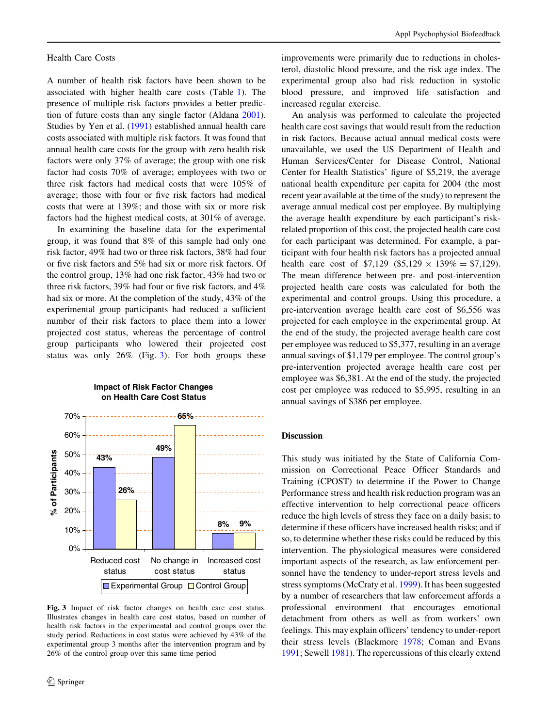Health Care Costs

A number of health risk factors have been shown to be associated with higher health care costs (Table 1). The presence of multiple risk factors provides a better prediction of future costs than any single factor (Aldana 2001). Studies by Yen et al. (1991) established annual health care costs associated with multiple risk factors. It was found that annual health care costs for the group with zero health risk factors were only 37% of average; the group with one risk factor had costs 70% of average; employees with two or three risk factors had medical costs that were 105% of average; those with four or five risk factors had medical costs that were at 139%; and those with six or more risk factors had the highest medical costs, at 301% of average.

In examining the baseline data for the experimental group, it was found that 8% of this sample had only one risk factor, 49% had two or three risk factors, 38% had four or five risk factors and 5% had six or more risk factors. Of the control group, 13% had one risk factor, 43% had two or three risk factors, 39% had four or five risk factors, and 4% had six or more. At the completion of the study, 43% of the experimental group participants had reduced a sufficient number of their risk factors to place them into a lower projected cost status, whereas the percentage of control group participants who lowered their projected cost status was only 26% (Fig. 3). For both groups these improvements were primarily due to reductions in cholesterol, diastolic blood pressure, and the risk age index. The experimental group also had risk reduction in systolic blood pressure, and improved life satisfaction and increased regular exercise.

**Impact of Risk Factor Changes on Health Care Cost Status**

| | Experimental Group | Control Group |
|---|---|---|
| Reduced cost status | 43% | 26% |
| No change in cost status | 49% | 65% |
| Increased cost status | 8% | 9% |

**Fig. 3** Impact of risk factor changes on health care cost status. Illustrates changes in health care cost status, based on number of health risk factors in the experimental and control groups over the study period. Reductions in cost status were achieved by 43% of the experimental group 3 months after the intervention program and by 26% of the control group over this same time period

An analysis was performed to calculate the projected health care cost savings that would result from the reduction in risk factors. Because actual annual medical costs were unavailable, we used the US Department of Health and Human Services/Center for Disease Control, National Center for Health Statistics' figure of \$5,219, the average national health expenditure per capita for 2004 (the most recent year available at the time of the study) to represent the average annual medical cost per employee. By multiplying the average health expenditure by each participant's risk-related proportion of this cost, the projected health care cost for each participant was determined. For example, a participant with four health risk factors has a projected annual health care cost of \$7,129 (\$5,129 × 139% = \$7,129). The mean difference between pre- and post-intervention projected health care costs was calculated for both the experimental and control groups. Using this procedure, a pre-intervention average health care cost of \$6,556 was projected for each employee in the experimental group. At the end of the study, the projected average health care cost per employee was reduced to \$5,377, resulting in an average annual savings of \$1,179 per employee. The control group's pre-intervention projected average health care cost per employee was \$6,381. At the end of the study, the projected cost per employee was reduced to \$5,995, resulting in an annual savings of \$386 per employee.

## Discussion

This study was initiated by the State of California Commission on Correctional Peace Officer Standards and Training (CPOST) to determine if the Power to Change Performance stress and health risk reduction program was an effective intervention to help correctional peace officers reduce the high levels of stress they face on a daily basis; to determine if these officers have increased health risks; and if so, to determine whether these risks could be reduced by this intervention. The physiological measures were considered important aspects of the research, as law enforcement personnel have the tendency to under-report stress levels and stress symptoms (McCraty et al. 1999). It has been suggested by a number of researchers that law enforcement affords a professional environment that encourages emotional detachment from others as well as from workers' own feelings. This may explain officers' tendency to under-report their stress levels (Blackmore 1978; Coman and Evans 1991; Sewell 1981). The repercussions of this clearly extend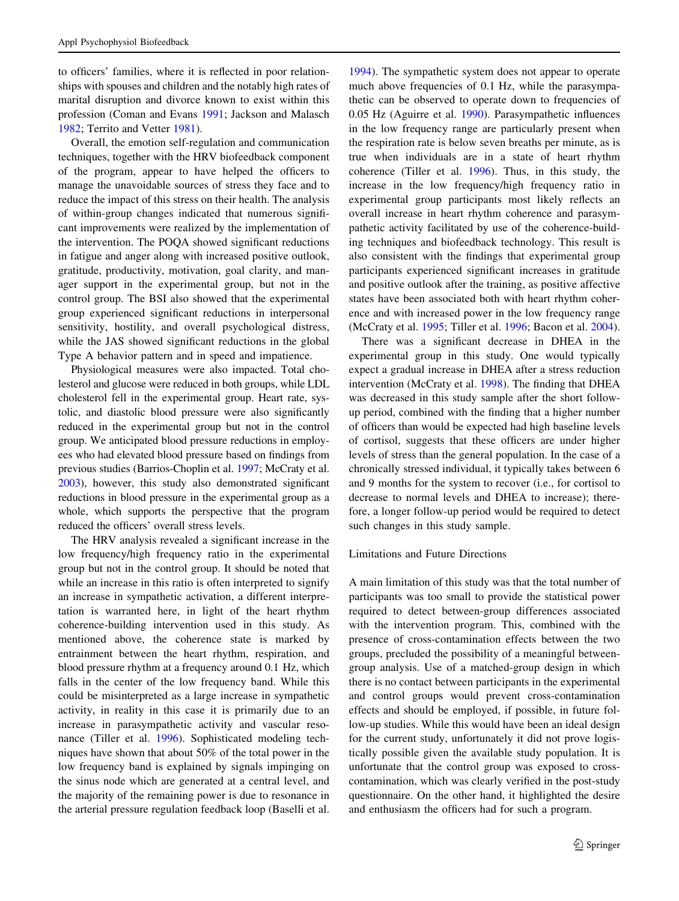to officers' families, where it is reflected in poor relationships with spouses and children and the notably high rates of marital disruption and divorce known to exist within this profession (Coman and Evans 1991; Jackson and Malasch 1982; Territo and Vetter 1981).

Overall, the emotion self-regulation and communication techniques, together with the HRV biofeedback component of the program, appear to have helped the officers to manage the unavoidable sources of stress they face and to reduce the impact of this stress on their health. The analysis of within-group changes indicated that numerous significant improvements were realized by the implementation of the intervention. The POQA showed significant reductions in fatigue and anger along with increased positive outlook, gratitude, productivity, motivation, goal clarity, and manager support in the experimental group, but not in the control group. The BSI also showed that the experimental group experienced significant reductions in interpersonal sensitivity, hostility, and overall psychological distress, while the JAS showed significant reductions in the global Type A behavior pattern and in speed and impatience.

Physiological measures were also impacted. Total cholesterol and glucose were reduced in both groups, while LDL cholesterol fell in the experimental group. Heart rate, systolic, and diastolic blood pressure were also significantly reduced in the experimental group but not in the control group. We anticipated blood pressure reductions in employees who had elevated blood pressure based on findings from previous studies (Barrios-Choplin et al. 1997; McCraty et al. 2003), however, this study also demonstrated significant reductions in blood pressure in the experimental group as a whole, which supports the perspective that the program reduced the officers' overall stress levels.

The HRV analysis revealed a significant increase in the low frequency/high frequency ratio in the experimental group but not in the control group. It should be noted that while an increase in this ratio is often interpreted to signify an increase in sympathetic activation, a different interpretation is warranted here, in light of the heart rhythm coherence-building intervention used in this study. As mentioned above, the coherence state is marked by entrainment between the heart rhythm, respiration, and blood pressure rhythm at a frequency around 0.1 Hz, which falls in the center of the low frequency band. While this could be misinterpreted as a large increase in sympathetic activity, in reality in this case it is primarily due to an increase in parasympathetic activity and vascular resonance (Tiller et al. 1996). Sophisticated modeling techniques have shown that about 50% of the total power in the low frequency band is explained by signals impinging on the sinus node which are generated at a central level, and the majority of the remaining power is due to resonance in the arterial pressure regulation feedback loop (Baselli et al. 1994). The sympathetic system does not appear to operate much above frequencies of 0.1 Hz, while the parasympathetic can be observed to operate down to frequencies of 0.05 Hz (Aguirre et al. 1990). Parasympathetic influences in the low frequency range are particularly present when the respiration rate is below seven breaths per minute, as is true when individuals are in a state of heart rhythm coherence (Tiller et al. 1996). Thus, in this study, the increase in the low frequency/high frequency ratio in experimental group participants most likely reflects an overall increase in heart rhythm coherence and parasympathetic activity facilitated by use of the coherence-building techniques and biofeedback technology. This result is also consistent with the findings that experimental group participants experienced significant increases in gratitude and positive outlook after the training, as positive affective states have been associated both with heart rhythm coherence and with increased power in the low frequency range (McCraty et al. 1995; Tiller et al. 1996; Bacon et al. 2004).

There was a significant decrease in DHEA in the experimental group in this study. One would typically expect a gradual increase in DHEA after a stress reduction intervention (McCraty et al. 1998). The finding that DHEA was decreased in this study sample after the short follow-up period, combined with the finding that a higher number of officers than would be expected had high baseline levels of cortisol, suggests that these officers are under higher levels of stress than the general population. In the case of a chronically stressed individual, it typically takes between 6 and 9 months for the system to recover (i.e., for cortisol to decrease to normal levels and DHEA to increase); therefore, a longer follow-up period would be required to detect such changes in this study sample.

### Limitations and Future Directions

A main limitation of this study was that the total number of participants was too small to provide the statistical power required to detect between-group differences associated with the intervention program. This, combined with the presence of cross-contamination effects between the two groups, precluded the possibility of a meaningful between-group analysis. Use of a matched-group design in which there is no contact between participants in the experimental and control groups would prevent cross-contamination effects and should be employed, if possible, in future follow-up studies. While this would have been an ideal design for the current study, unfortunately it did not prove logistically possible given the available study population. It is unfortunate that the control group was exposed to cross-contamination, which was clearly verified in the post-study questionnaire. On the other hand, it highlighted the desire and enthusiasm the officers had for such a program.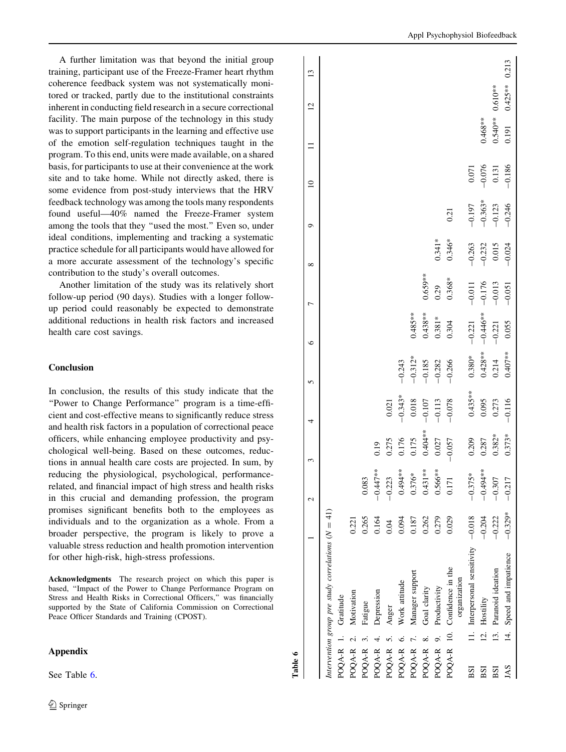A further limitation was that beyond the initial group training, participant use of the Freeze-Framer heart rhythm coherence feedback system was not systematically monitored or tracked, partly due to the institutional constraints inherent in conducting field research in a secure correctional facility. The main purpose of the technology in this study was to support participants in the learning and effective use of the emotion self-regulation techniques taught in the program. To this end, units were made available, on a shared basis, for participants to use at their convenience at the work site and to take home. While not directly asked, there is some evidence from post-study interviews that the HRV feedback technology was among the tools many respondents found useful—40% named the Freeze-Framer system among the tools that they "used the most." Even so, under ideal conditions, implementing and tracking a systematic practice schedule for all participants would have allowed for a more accurate assessment of the technology's specific contribution to the study's overall outcomes.

Another limitation of the study was its relatively short follow-up period (90 days). Studies with a longer follow-up period could reasonably be expected to demonstrate additional reductions in health risk factors and increased health care cost savings.

## Conclusion

In conclusion, the results of this study indicate that the "Power to Change Performance" program is a time-efficient and cost-effective means to significantly reduce stress and health risk factors in a population of correctional peace officers, while enhancing employee productivity and psychological well-being. Based on these outcomes, reductions in annual health care costs are projected. In sum, by reducing the physiological, psychological, performance-related, and financial impact of high stress and health risks in this crucial and demanding profession, the program promises significant benefits both to the employees as individuals and to the organization as a whole. From a broader perspective, the program is likely to prove a valuable stress reduction and health promotion intervention for other high-risk, high-stress professions.

**Acknowledgments** The research project on which this paper is based, "Impact of the Power to Change Performance Program on Stress and Health Risks in Correctional Officers," was financially supported by the State of California Commission on Correctional Peace Officer Standards and Training (CPOST).

## Appendix

See Table 6.

**Table 6**

| | | 1 | 2 | 3 | 4 | 5 | 6 | 7 | 8 | 9 | 10 | 11 | 12 | 13 |
|---|---|---|---|---|---|---|---|---|---|---|---|---|---|---|
| *Intervention group pre study correlations (N = 41)* | | | | | | | | | | | | | | |
| POQA-R | 1. Gratitude | | | | | | | | | | | | | |
| POQA-R | 2. Motivation | 0.221 | | | | | | | | | | | | |
| POQA-R | 3. Fatigue | 0.265 | 0.083 | | | | | | | | | | | |
| POQA-R | 4. Depression | 0.164 | −0.447** | 0.19 | | | | | | | | | | |
| POQA-R | 5. Anger | 0.04 | −0.223 | 0.275 | 0.021 | | | | | | | | | |
| POQA-R | 6. Work attitude | 0.094 | 0.494** | 0.176 | −0.343* | −0.243 | | | | | | | | |
| POQA-R | 7. Manager support | 0.187 | 0.376* | 0.175 | 0.018 | −0.312* | 0.485** | | | | | | | |
| POQA-R | 8. Goal clarity | 0.262 | 0.431** | 0.404** | −0.107 | −0.185 | 0.438** | 0.659** | | | | | | |
| POQA-R | 9. Productivity | 0.279 | 0.566** | 0.027 | −0.113 | −0.282 | 0.381* | 0.29 | 0.341* | | | | | |
| POQA-R | 10. Confidence in the organization | 0.029 | 0.171 | −0.057 | −0.078 | −0.266 | 0.304 | 0.368* | 0.346* | 0.21 | | | | |
| BSI | 11. Interpersonal sensitivity | −0.018 | −0.375* | 0.209 | 0.435** | 0.380* | −0.221 | −0.011 | −0.263 | −0.197 | 0.071 | | | |
| BSI | 12. Hostility | −0.204 | −0.494** | 0.287 | 0.095 | 0.428** | −0.446** | −0.176 | −0.232 | −0.363* | −0.076 | 0.468** | | |
| BSI | 13. Paranoid ideation | −0.222 | −0.307 | 0.382* | 0.273 | 0.214 | −0.221 | −0.013 | 0.015 | −0.123 | 0.131 | 0.540** | 0.610** | |
| JAS | 14. Speed and impatience | −0.329* | −0.217 | 0.373* | −0.116 | 0.407** | 0.055 | −0.051 | −0.024 | −0.246 | −0.186 | 0.191 | 0.425** | 0.213 |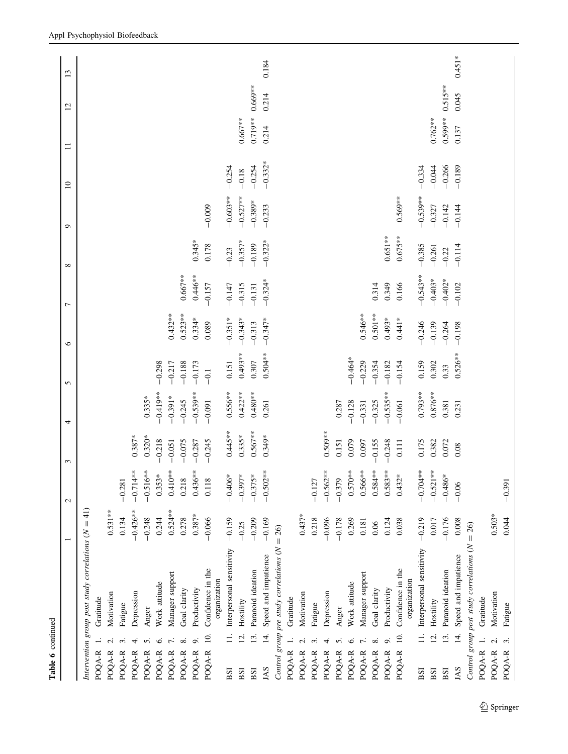**Table 6** continued

| | | 1 | 2 | 3 | 4 | 5 | 6 | 7 | 8 | 9 | 10 | 11 | 12 | 13 |
|---|---|---|---|---|---|---|---|---|---|---|---|---|---|---|
| *Intervention group post study correlations (N = 41)* | | | | | | | | | | | | | | |
| POQA-R | 1. Gratitude | | | | | | | | | | | | | |
| POQA-R | 2. Motivation | 0.531** | | | | | | | | | | | | |
| POQA-R | 3. Fatigue | 0.134 | −0.281 | | | | | | | | | | | |
| POQA-R | 4. Depression | −0.426** | −0.714** | 0.387* | | | | | | | | | | |
| POQA-R | 5. Anger | −0.248 | −0.516** | 0.320* | 0.335* | | | | | | | | | |
| POQA-R | 6. Work attitude | 0.244 | 0.353* | −0.218 | −0.419** | −0.298 | | | | | | | | |
| POQA-R | 7. Manager support | 0.524** | 0.410** | −0.051 | −0.391* | −0.217 | 0.432** | | | | | | | |
| POQA-R | 8. Goal clarity | 0.278 | 0.218 | −0.075 | −0.245 | −0.188 | 0.523** | 0.667** | | | | | | |
| POQA-R | 9. Productivity | 0.387* | 0.436** | −0.287 | −0.539** | −0.173 | 0.334* | 0.446** | 0.345* | | | | | |
| POQA-R | 10. Confidence in the organization | −0.066 | 0.118 | −0.245 | −0.091 | −0.1 | 0.089 | −0.157 | 0.178 | −0.009 | | | | |
| BSI | 11. Interpersonal sensitivity | −0.159 | −0.406* | 0.445** | 0.556** | 0.151 | −0.351* | −0.147 | −0.23 | −0.603** | −0.254 | | | |
| BSI | 12. Hostility | −0.25 | −0.397* | 0.335* | 0.422** | 0.493** | −0.343* | −0.315 | −0.357* | −0.527** | −0.18 | 0.667** | | |
| BSI | 13. Paranoid ideation | −0.209 | −0.375* | 0.567** | 0.480** | 0.307 | −0.313 | −0.131 | −0.189 | −0.389* | −0.254 | 0.719** | 0.669** | |
| JAS | 14. Speed and impatience | −0.169 | −0.502** | 0.349* | 0.261 | 0.504** | −0.347* | −0.324* | −0.322* | −0.233 | −0.332* | 0.214 | 0.214 | 0.184 |
| *Control group pre study correlations (N = 26)* | | | | | | | | | | | | | | |
| POQA-R | 1. Gratitude | | | | | | | | | | | | | |
| POQA-R | 2. Motivation | 0.437* | | | | | | | | | | | | |
| POQA-R | 3. Fatigue | 0.218 | −0.127 | | | | | | | | | | | |
| POQA-R | 4. Depression | −0.096 | −0.562** | 0.509** | | | | | | | | | | |
| POQA-R | 5. Anger | −0.178 | −0.379 | 0.151 | 0.287 | | | | | | | | | |
| POQA-R | 6. Work attitude | 0.269 | 0.570** | 0.079 | −0.128 | −0.464* | | | | | | | | |
| POQA-R | 7. Manager support | 0.181 | 0.566** | 0.097 | −0.331 | −0.229 | 0.546** | | | | | | | |
| POQA-R | 8. Goal clarity | 0.06 | 0.584** | −0.155 | −0.325 | −0.354 | 0.501** | 0.314 | | | | | | |
| POQA-R | 9. Productivity | 0.124 | 0.583** | −0.248 | −0.535** | −0.182 | 0.493* | 0.349 | 0.651** | | | | | |
| POQA-R | 10. Confidence in the organization | 0.038 | 0.432* | 0.111 | −0.061 | −0.154 | 0.441* | 0.166 | 0.675** | 0.569** | | | | |
| BSI | 11. Interpersonal sensitivity | −0.219 | −0.704** | 0.175 | 0.793** | 0.159 | −0.246 | −0.543** | −0.385 | −0.539** | −0.334 | | | |
| BSI | 12. Hostility | 0.017 | −0.521** | 0.382 | 0.876** | 0.302 | −0.139 | −0.403* | −0.261 | −0.327 | −0.044 | 0.762** | | |
| BSI | 13. Paranoid ideation | −0.176 | −0.486* | 0.072 | 0.381 | 0.33 | −0.264 | −0.402* | −0.22 | −0.142 | −0.266 | 0.599** | 0.515** | |
| JAS | 14. Speed and impatience | 0.008 | −0.06 | 0.08 | 0.231 | 0.526** | −0.198 | −0.102 | −0.114 | −0.144 | −0.189 | 0.137 | 0.045 | 0.451* |
| *Control group post study correlations (N = 26)* | | | | | | | | | | | | | | |
| POQA-R | 1. Gratitude | | | | | | | | | | | | | |
| POQA-R | 2. Motivation | 0.503* | | | | | | | | | | | | |
| POQA-R | 3. Fatigue | 0.044 | −0.391 | | | | | | | | | | | |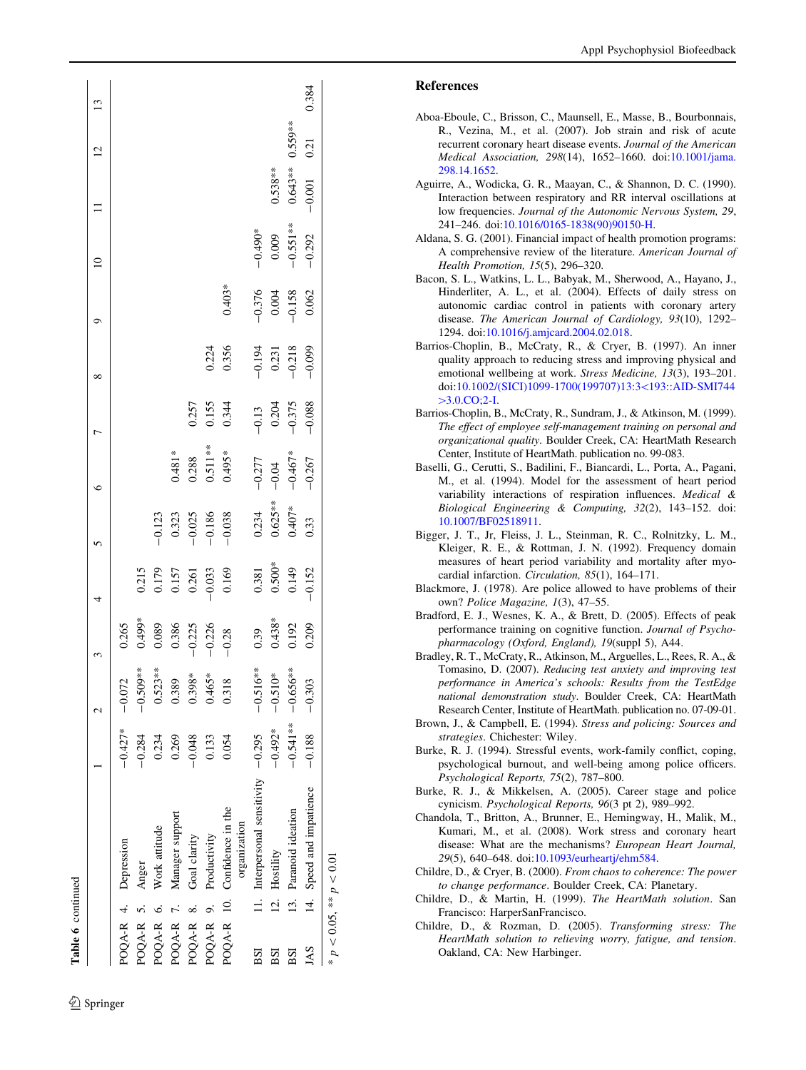**Table 6** continued

| | | | 1 | 2 | 3 | 4 | 5 | 6 | 7 | 8 | 9 | 10 | 11 | 12 | 13 |
|---|---|---|---|---|---|---|---|---|---|---|---|---|---|---|---|
| POQA-R | 4. | Depression | −0.427* | −0.072 | 0.265 | | | | | | | | | | |
| POQA-R | 5. | Anger | −0.284 | −0.509** | 0.499* | 0.215 | | | | | | | | | |
| POQA-R | 6. | Work attitude | 0.234 | 0.523** | 0.089 | 0.179 | −0.123 | | | | | | | | |
| POQA-R | 7. | Manager support | 0.269 | 0.389 | 0.386 | 0.157 | 0.323 | 0.481* | | | | | | | |
| POQA-R | 8. | Goal clarity | −0.048 | 0.398* | −0.225 | 0.261 | −0.025 | 0.288 | 0.257 | | | | | | |
| POQA-R | 9. | Productivity | 0.133 | 0.465* | −0.226 | −0.033 | −0.186 | 0.511** | 0.155 | 0.224 | | | | | |
| POQA-R | 10. | Confidence in the organization | 0.054 | 0.318 | −0.28 | 0.169 | −0.038 | 0.495* | 0.344 | 0.356 | 0.403* | | | | |
| BSI | 11. | Interpersonal sensitivity | −0.295 | −0.516** | 0.39 | 0.381 | 0.234 | −0.277 | −0.13 | −0.194 | −0.376 | −0.490* | | | |
| BSI | 12. | Hostility | −0.492* | −0.510* | 0.438* | 0.500* | 0.625** | −0.04 | 0.204 | 0.231 | 0.004 | 0.009 | 0.538** | | |
| BSI | 13. | Paranoid ideation | −0.541** | −0.656** | 0.192 | 0.149 | 0.407* | −0.467* | −0.375 | −0.218 | −0.158 | −0.551** | 0.643** | 0.559** | |
| JAS | 14. | Speed and impatience | −0.188 | −0.303 | 0.209 | −0.152 | 0.33 | −0.267 | −0.088 | −0.099 | 0.062 | −0.292 | −0.001 | 0.21 | 0.384 |

* $p < 0.05$, ** $p < 0.01$

## References

Aboa-Eboule, C., Brisson, C., Maunsell, E., Masse, B., Bourbonnais, R., Vezina, M., et al. (2007). Job strain and risk of acute recurrent coronary heart disease events. *Journal of the American Medical Association, 298*(14), 1652–1660. doi:10.1001/jama.298.14.1652.

Aguirre, A., Wodicka, G. R., Maayan, C., & Shannon, D. C. (1990). Interaction between respiratory and RR interval oscillations at low frequencies. *Journal of the Autonomic Nervous System, 29*, 241–246. doi:10.1016/0165-1838(90)90150-H.

Aldana, S. G. (2001). Financial impact of health promotion programs: A comprehensive review of the literature. *American Journal of Health Promotion, 15*(5), 296–320.

Bacon, S. L., Watkins, L. L., Babyak, M., Sherwood, A., Hayano, J., Hinderliter, A. L., et al. (2004). Effects of daily stress on autonomic cardiac control in patients with coronary artery disease. *The American Journal of Cardiology, 93*(10), 1292–1294. doi:10.1016/j.amjcard.2004.02.018.

Barrios-Choplin, B., McCraty, R., & Cryer, B. (1997). An inner quality approach to reducing stress and improving physical and emotional wellbeing at work. *Stress Medicine, 13*(3), 193–201. doi:10.1002/(SICI)1099-1700(199707)13:3<193::AID-SMI744>3.0.CO;2-I.

Barrios-Choplin, B., McCraty, R., Sundram, J., & Atkinson, M. (1999). *The effect of employee self-management training on personal and organizational quality*. Boulder Creek, CA: HeartMath Research Center, Institute of HeartMath. publication no. 99-083.

Baselli, G., Cerutti, S., Badilini, F., Biancardi, L., Porta, A., Pagani, M., et al. (1994). Model for the assessment of heart period variability interactions of respiration influences. *Medical & Biological Engineering & Computing, 32*(2), 143–152. doi:10.1007/BF02518911.

Bigger, J. T., Jr, Fleiss, J. L., Steinman, R. C., Rolnitzky, L. M., Kleiger, R. E., & Rottman, J. N. (1992). Frequency domain measures of heart period variability and mortality after myocardial infarction. *Circulation, 85*(1), 164–171.

Blackmore, J. (1978). Are police allowed to have problems of their own? *Police Magazine, 1*(3), 47–55.

Bradford, E. J., Wesnes, K. A., & Brett, D. (2005). Effects of peak performance training on cognitive function. *Journal of Psychopharmacology (Oxford, England), 19*(suppl 5), A44.

Bradley, R. T., McCraty, R., Atkinson, M., Arguelles, L., Rees, R. A., & Tomasino, D. (2007). *Reducing test anxiety and improving test performance in America's schools: Results from the TestEdge national demonstration study*. Boulder Creek, CA: HeartMath Research Center, Institute of HeartMath. publication no. 07-09-01.

Brown, J., & Campbell, E. (1994). *Stress and policing: Sources and strategies*. Chichester: Wiley.

Burke, R. J. (1994). Stressful events, work-family conflict, coping, psychological burnout, and well-being among police officers. *Psychological Reports, 75*(2), 787–800.

Burke, R. J., & Mikkelsen, A. (2005). Career stage and police cynicism. *Psychological Reports, 96*(3 pt 2), 989–992.

Chandola, T., Britton, A., Brunner, E., Hemingway, H., Malik, M., Kumari, M., et al. (2008). Work stress and coronary heart disease: What are the mechanisms? *European Heart Journal, 29*(5), 640–648. doi:10.1093/eurheartj/ehm584.

Childre, D., & Cryer, B. (2000). *From chaos to coherence: The power to change performance*. Boulder Creek, CA: Planetary.

Childre, D., & Martin, H. (1999). *The HeartMath solution*. San Francisco: HarperSanFrancisco.

Childre, D., & Rozman, D. (2005). *Transforming stress: The HeartMath solution to relieving worry, fatigue, and tension*. Oakland, CA: New Harbinger.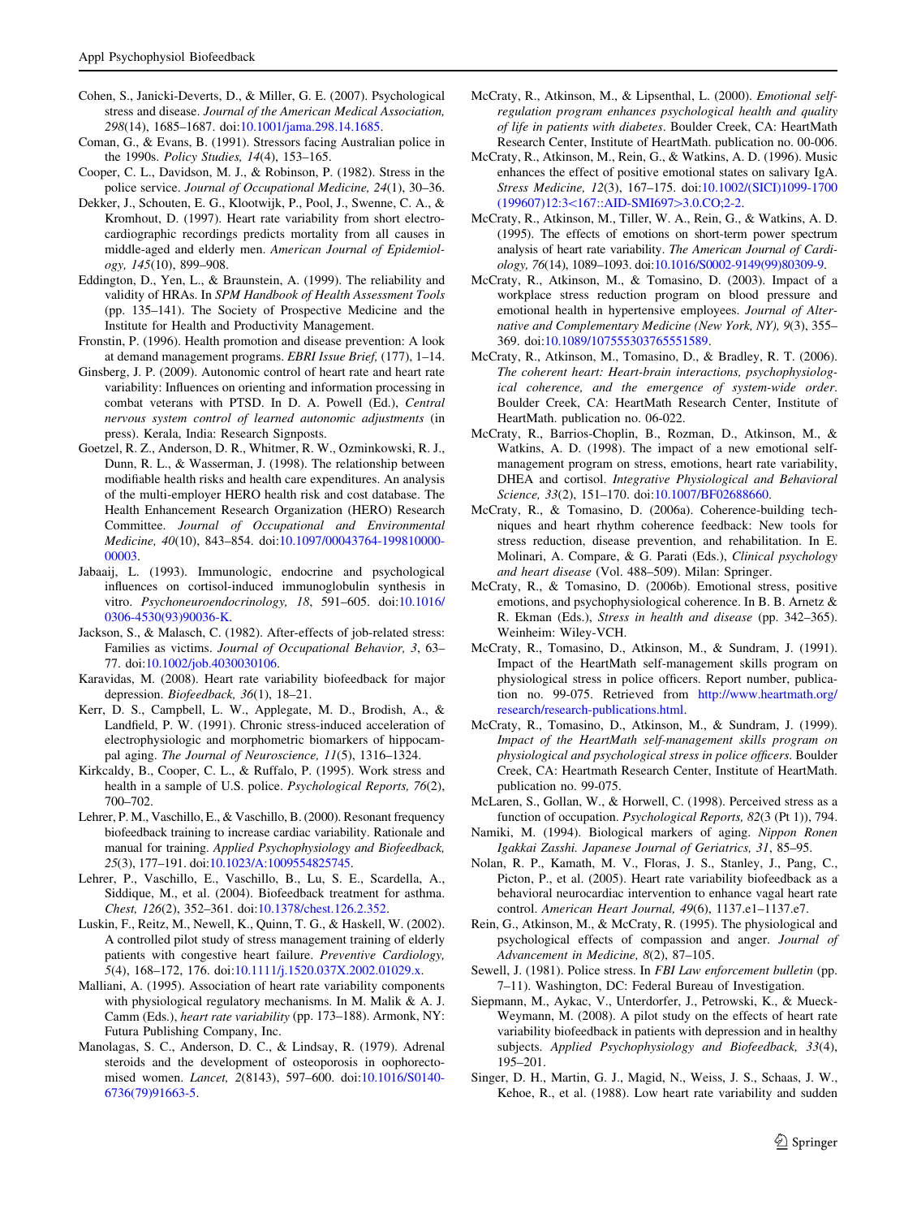Cohen, S., Janicki-Deverts, D., & Miller, G. E. (2007). Psychological stress and disease. *Journal of the American Medical Association, 298*(14), 1685–1687. doi:10.1001/jama.298.14.1685.

Coman, G., & Evans, B. (1991). Stressors facing Australian police in the 1990s. *Policy Studies, 14*(4), 153–165.

Cooper, C. L., Davidson, M. J., & Robinson, P. (1982). Stress in the police service. *Journal of Occupational Medicine, 24*(1), 30–36.

Dekker, J., Schouten, E. G., Klootwijk, P., Pool, J., Swenne, C. A., & Kromhout, D. (1997). Heart rate variability from short electrocardiographic recordings predicts mortality from all causes in middle-aged and elderly men. *American Journal of Epidemiology, 145*(10), 899–908.

Eddington, D., Yen, L., & Braunstein, A. (1999). The reliability and validity of HRAs. In *SPM Handbook of Health Assessment Tools* (pp. 135–141). The Society of Prospective Medicine and the Institute for Health and Productivity Management.

Fronstin, P. (1996). Health promotion and disease prevention: A look at demand management programs. *EBRI Issue Brief, (177)*, 1–14.

Ginsberg, J. P. (2009). Autonomic control of heart rate and heart rate variability: Influences on orienting and information processing in combat veterans with PTSD. In D. A. Powell (Ed.), *Central nervous system control of learned autonomic adjustments* (in press). Kerala, India: Research Signposts.

Goetzel, R. Z., Anderson, D. R., Whitmer, R. W., Ozminkowski, R. J., Dunn, R. L., & Wasserman, J. (1998). The relationship between modifiable health risks and health care expenditures. An analysis of the multi-employer HERO health risk and cost database. The Health Enhancement Research Organization (HERO) Research Committee. *Journal of Occupational and Environmental Medicine, 40*(10), 843–854. doi:10.1097/00043764-199810000-00003.

Jabaaij, L. (1993). Immunologic, endocrine and psychological influences on cortisol-induced immunoglobulin synthesis in vitro. *Psychoneuroendocrinology, 18*, 591–605. doi:10.1016/0306-4530(93)90036-K.

Jackson, S., & Malasch, C. (1982). After-effects of job-related stress: Families as victims. *Journal of Occupational Behavior, 3*, 63–77. doi:10.1002/job.4030030106.

Karavidas, M. (2008). Heart rate variability biofeedback for major depression. *Biofeedback, 36*(1), 18–21.

Kerr, D. S., Campbell, L. W., Applegate, M. D., Brodish, A., & Landfield, P. W. (1991). Chronic stress-induced acceleration of electrophysiologic and morphometric biomarkers of hippocampal aging. *The Journal of Neuroscience, 11*(5), 1316–1324.

Kirkcaldy, B., Cooper, C. L., & Ruffalo, P. (1995). Work stress and health in a sample of U.S. police. *Psychological Reports, 76*(2), 700–702.

Lehrer, P. M., Vaschillo, E., & Vaschillo, B. (2000). Resonant frequency biofeedback training to increase cardiac variability. Rationale and manual for training. *Applied Psychophysiology and Biofeedback, 25*(3), 177–191. doi:10.1023/A:1009554825745.

Lehrer, P., Vaschillo, E., Vaschillo, B., Lu, S. E., Scardella, A., Siddique, M., et al. (2004). Biofeedback treatment for asthma. *Chest, 126*(2), 352–361. doi:10.1378/chest.126.2.352.

Luskin, F., Reitz, M., Newell, K., Quinn, T. G., & Haskell, W. (2002). A controlled pilot study of stress management training of elderly patients with congestive heart failure. *Preventive Cardiology, 5*(4), 168–172, 176. doi:10.1111/j.1520.037X.2002.01029.x.

Malliani, A. (1995). Association of heart rate variability components with physiological regulatory mechanisms. In M. Malik & A. J. Camm (Eds.), *heart rate variability* (pp. 173–188). Armonk, NY: Futura Publishing Company, Inc.

Manolagas, S. C., Anderson, D. C., & Lindsay, R. (1979). Adrenal steroids and the development of osteoporosis in oophorectomised women. *Lancet, 2*(8143), 597–600. doi:10.1016/S0140-6736(79)91663-5.

McCraty, R., Atkinson, M., & Lipsenthal, L. (2000). *Emotional self-regulation program enhances psychological health and quality of life in patients with diabetes*. Boulder Creek, CA: HeartMath Research Center, Institute of HeartMath. publication no. 00-006.

McCraty, R., Atkinson, M., Rein, G., & Watkins, A. D. (1996). Music enhances the effect of positive emotional states on salivary IgA. *Stress Medicine, 12*(3), 167–175. doi:10.1002/(SICI)1099-1700(199607)12:3<167::AID-SMI697>3.0.CO;2-2.

McCraty, R., Atkinson, M., Tiller, W. A., Rein, G., & Watkins, A. D. (1995). The effects of emotions on short-term power spectrum analysis of heart rate variability. *The American Journal of Cardiology, 76*(14), 1089–1093. doi:10.1016/S0002-9149(99)80309-9.

McCraty, R., Atkinson, M., & Tomasino, D. (2003). Impact of a workplace stress reduction program on blood pressure and emotional health in hypertensive employees. *Journal of Alternative and Complementary Medicine (New York, NY), 9*(3), 355–369. doi:10.1089/107555303765551589.

McCraty, R., Atkinson, M., Tomasino, D., & Bradley, R. T. (2006). *The coherent heart: Heart-brain interactions, psychophysiological coherence, and the emergence of system-wide order*. Boulder Creek, CA: HeartMath Research Center, Institute of HeartMath. publication no. 06-022.

McCraty, R., Barrios-Choplin, B., Rozman, D., Atkinson, M., & Watkins, A. D. (1998). The impact of a new emotional self-management program on stress, emotions, heart rate variability, DHEA and cortisol. *Integrative Physiological and Behavioral Science, 33*(2), 151–170. doi:10.1007/BF02688660.

McCraty, R., & Tomasino, D. (2006a). Coherence-building techniques and heart rhythm coherence feedback: New tools for stress reduction, disease prevention, and rehabilitation. In E. Molinari, A. Compare, & G. Parati (Eds.), *Clinical psychology and heart disease* (Vol. 488–509). Milan: Springer.

McCraty, R., & Tomasino, D. (2006b). Emotional stress, positive emotions, and psychophysiological coherence. In B. B. Arnetz & R. Ekman (Eds.), *Stress in health and disease* (pp. 342–365). Weinheim: Wiley-VCH.

McCraty, R., Tomasino, D., Atkinson, M., & Sundram, J. (1991). Impact of the HeartMath self-management skills program on physiological stress in police officers. Report number, publication no. 99-075. Retrieved from http://www.heartmath.org/research/research-publications.html.

McCraty, R., Tomasino, D., Atkinson, M., & Sundram, J. (1999). *Impact of the HeartMath self-management skills program on physiological and psychological stress in police officers*. Boulder Creek, CA: Heartmath Research Center, Institute of HeartMath. publication no. 99-075.

McLaren, S., Gollan, W., & Horwell, C. (1998). Perceived stress as a function of occupation. *Psychological Reports, 82*(3 (Pt 1)), 794.

Namiki, M. (1994). Biological markers of aging. *Nippon Ronen Igakkai Zasshi. Japanese Journal of Geriatrics, 31*, 85–95.

Nolan, R. P., Kamath, M. V., Floras, J. S., Stanley, J., Pang, C., Picton, P., et al. (2005). Heart rate variability biofeedback as a behavioral neurocardiac intervention to enhance vagal heart rate control. *American Heart Journal, 49*(6), 1137.e1–1137.e7.

Rein, G., Atkinson, M., & McCraty, R. (1995). The physiological and psychological effects of compassion and anger. *Journal of Advancement in Medicine, 8*(2), 87–105.

Sewell, J. (1981). Police stress. In *FBI Law enforcement bulletin* (pp. 7–11). Washington, DC: Federal Bureau of Investigation.

Siepmann, M., Aykac, V., Unterdorfer, J., Petrowski, K., & Mueck-Weymann, M. (2008). A pilot study on the effects of heart rate variability biofeedback in patients with depression and in healthy subjects. *Applied Psychophysiology and Biofeedback, 33*(4), 195–201.

Singer, D. H., Martin, G. J., Magid, N., Weiss, J. S., Schaas, J. W., Kehoe, R., et al. (1988). Low heart rate variability and sudden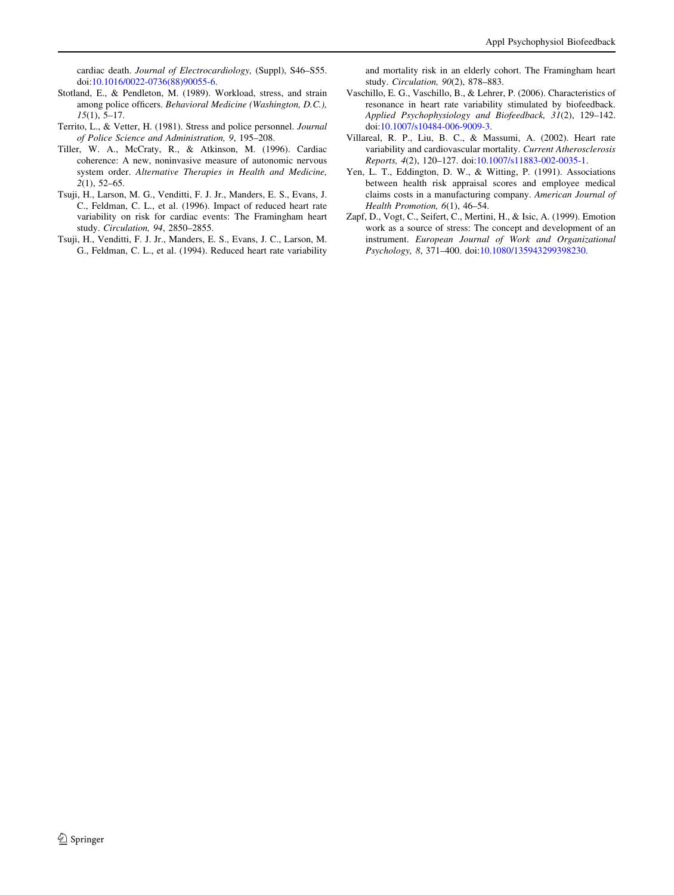cardiac death. *Journal of Electrocardiology,* (Suppl), S46–S55. doi:10.1016/0022-0736(88)90055-6.

Stotland, E., & Pendleton, M. (1989). Workload, stress, and strain among police officers. *Behavioral Medicine (Washington, D.C.), 15*(1), 5–17.

Territo, L., & Vetter, H. (1981). Stress and police personnel. *Journal of Police Science and Administration, 9*, 195–208.

Tiller, W. A., McCraty, R., & Atkinson, M. (1996). Cardiac coherence: A new, noninvasive measure of autonomic nervous system order. *Alternative Therapies in Health and Medicine, 2*(1), 52–65.

Tsuji, H., Larson, M. G., Venditti, F. J. Jr., Manders, E. S., Evans, J. C., Feldman, C. L., et al. (1996). Impact of reduced heart rate variability on risk for cardiac events: The Framingham heart study. *Circulation, 94*, 2850–2855.

Tsuji, H., Venditti, F. J. Jr., Manders, E. S., Evans, J. C., Larson, M. G., Feldman, C. L., et al. (1994). Reduced heart rate variability and mortality risk in an elderly cohort. The Framingham heart study. *Circulation, 90*(2), 878–883.

Vaschillo, E. G., Vaschillo, B., & Lehrer, P. (2006). Characteristics of resonance in heart rate variability stimulated by biofeedback. *Applied Psychophysiology and Biofeedback, 31*(2), 129–142. doi:10.1007/s10484-006-9009-3.

Villareal, R. P., Liu, B. C., & Massumi, A. (2002). Heart rate variability and cardiovascular mortality. *Current Atherosclerosis Reports, 4*(2), 120–127. doi:10.1007/s11883-002-0035-1.

Yen, L. T., Eddington, D. W., & Witting, P. (1991). Associations between health risk appraisal scores and employee medical claims costs in a manufacturing company. *American Journal of Health Promotion, 6*(1), 46–54.

Zapf, D., Vogt, C., Seifert, C., Mertini, H., & Isic, A. (1999). Emotion work as a source of stress: The concept and development of an instrument. *European Journal of Work and Organizational Psychology, 8*, 371–400. doi:10.1080/135943299398230.